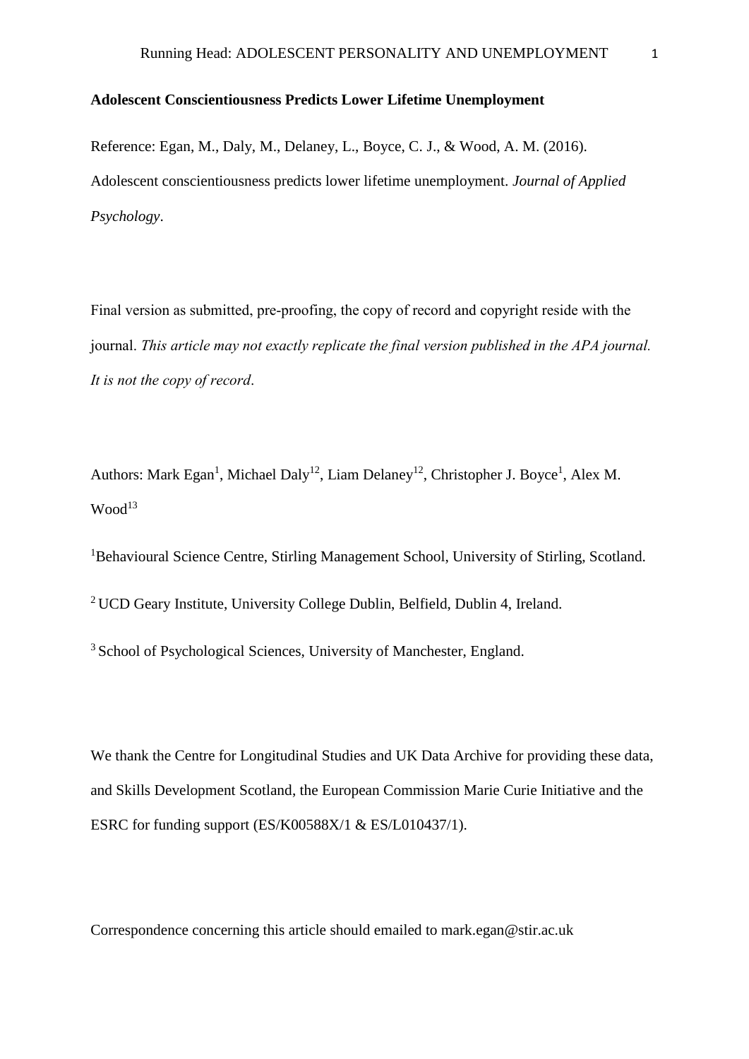**Adolescent Conscientiousness Predicts Lower Lifetime Unemployment**

Reference: Egan, M., Daly, M., Delaney, L., Boyce, C. J., & Wood, A. M. (2016). Adolescent conscientiousness predicts lower lifetime unemployment. *Journal of Applied Psychology*.

Final version as submitted, pre-proofing, the copy of record and copyright reside with the journal. *This article may not exactly replicate the final version published in the APA journal. It is not the copy of record.*

Authors: Mark Egan[1], Michael Daly[12], Liam Delaney[12], Christopher J. Boyce[1], Alex M. Wood[13]

[1]Behavioural Science Centre, Stirling Management School, University of Stirling, Scotland.

[2] UCD Geary Institute, University College Dublin, Belfield, Dublin 4, Ireland.

[3] School of Psychological Sciences, University of Manchester, England.

We thank the Centre for Longitudinal Studies and UK Data Archive for providing these data, and Skills Development Scotland, the European Commission Marie Curie Initiative and the ESRC for funding support (ES/K00588X/1 & ES/L010437/1).

Correspondence concerning this article should emailed to mark.egan@stir.ac.uk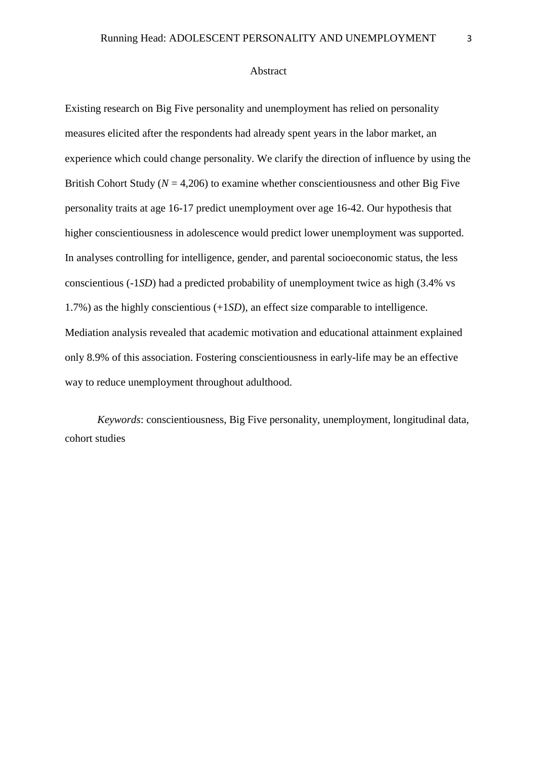# Abstract

Existing research on Big Five personality and unemployment has relied on personality measures elicited after the respondents had already spent years in the labor market, an experience which could change personality. We clarify the direction of influence by using the British Cohort Study (*N* = 4,206) to examine whether conscientiousness and other Big Five personality traits at age 16-17 predict unemployment over age 16-42. Our hypothesis that higher conscientiousness in adolescence would predict lower unemployment was supported. In analyses controlling for intelligence, gender, and parental socioeconomic status, the less conscientious (-1*SD*) had a predicted probability of unemployment twice as high (3.4% vs 1.7%) as the highly conscientious (+1*SD*), an effect size comparable to intelligence. Mediation analysis revealed that academic motivation and educational attainment explained only 8.9% of this association. Fostering conscientiousness in early-life may be an effective way to reduce unemployment throughout adulthood.

*Keywords*: conscientiousness, Big Five personality, unemployment, longitudinal data, cohort studies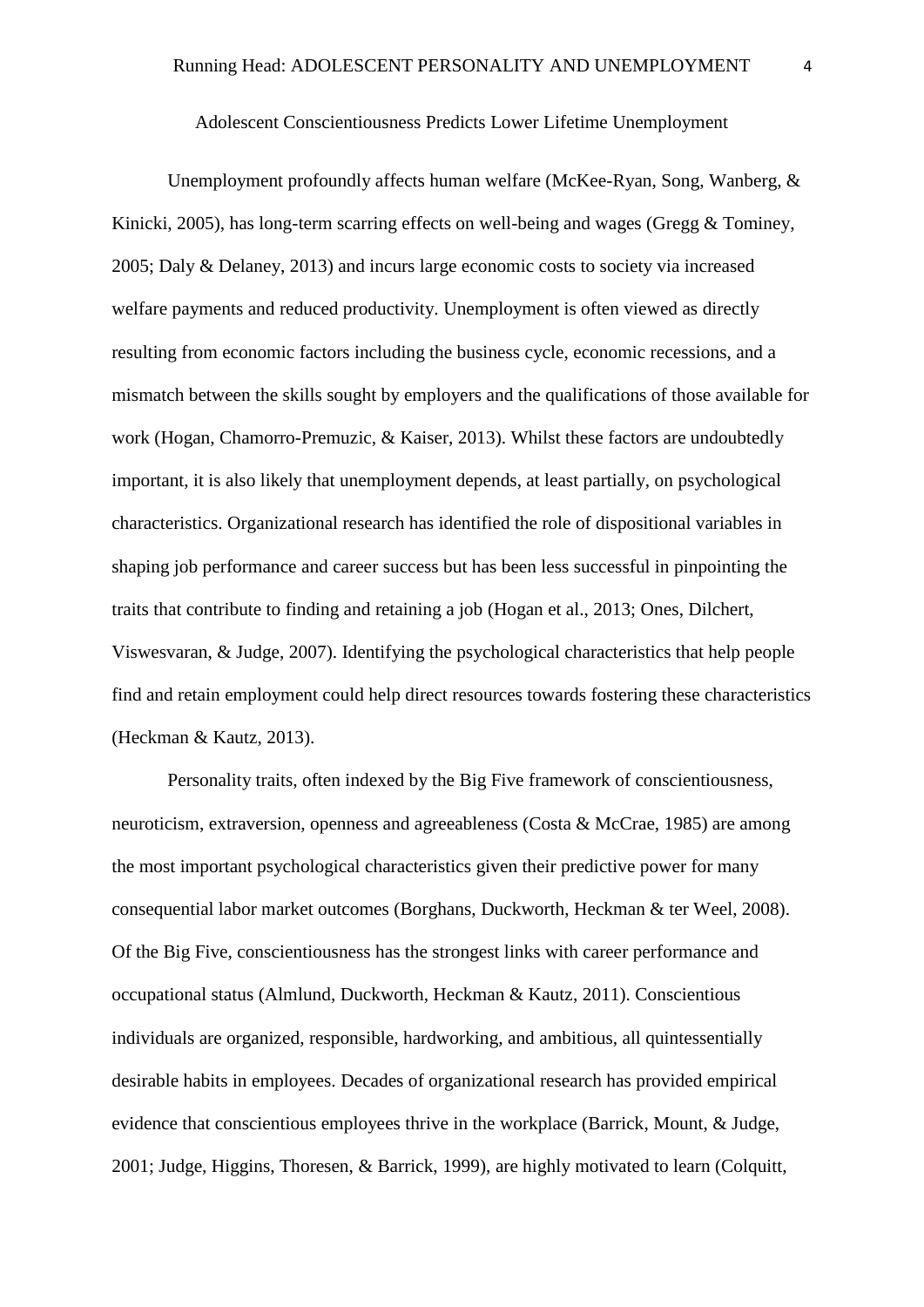# Adolescent Conscientiousness Predicts Lower Lifetime Unemployment

Unemployment profoundly affects human welfare (McKee-Ryan, Song, Wanberg, & Kinicki, 2005), has long-term scarring effects on well-being and wages (Gregg & Tominey, 2005; Daly & Delaney, 2013) and incurs large economic costs to society via increased welfare payments and reduced productivity. Unemployment is often viewed as directly resulting from economic factors including the business cycle, economic recessions, and a mismatch between the skills sought by employers and the qualifications of those available for work (Hogan, Chamorro-Premuzic, & Kaiser, 2013). Whilst these factors are undoubtedly important, it is also likely that unemployment depends, at least partially, on psychological characteristics. Organizational research has identified the role of dispositional variables in shaping job performance and career success but has been less successful in pinpointing the traits that contribute to finding and retaining a job (Hogan et al., 2013; Ones, Dilchert, Viswesvaran, & Judge, 2007). Identifying the psychological characteristics that help people find and retain employment could help direct resources towards fostering these characteristics (Heckman & Kautz, 2013).

Personality traits, often indexed by the Big Five framework of conscientiousness, neuroticism, extraversion, openness and agreeableness (Costa & McCrae, 1985) are among the most important psychological characteristics given their predictive power for many consequential labor market outcomes (Borghans, Duckworth, Heckman & ter Weel, 2008). Of the Big Five, conscientiousness has the strongest links with career performance and occupational status (Almlund, Duckworth, Heckman & Kautz, 2011). Conscientious individuals are organized, responsible, hardworking, and ambitious, all quintessentially desirable habits in employees. Decades of organizational research has provided empirical evidence that conscientious employees thrive in the workplace (Barrick, Mount, & Judge, 2001; Judge, Higgins, Thoresen, & Barrick, 1999), are highly motivated to learn (Colquitt,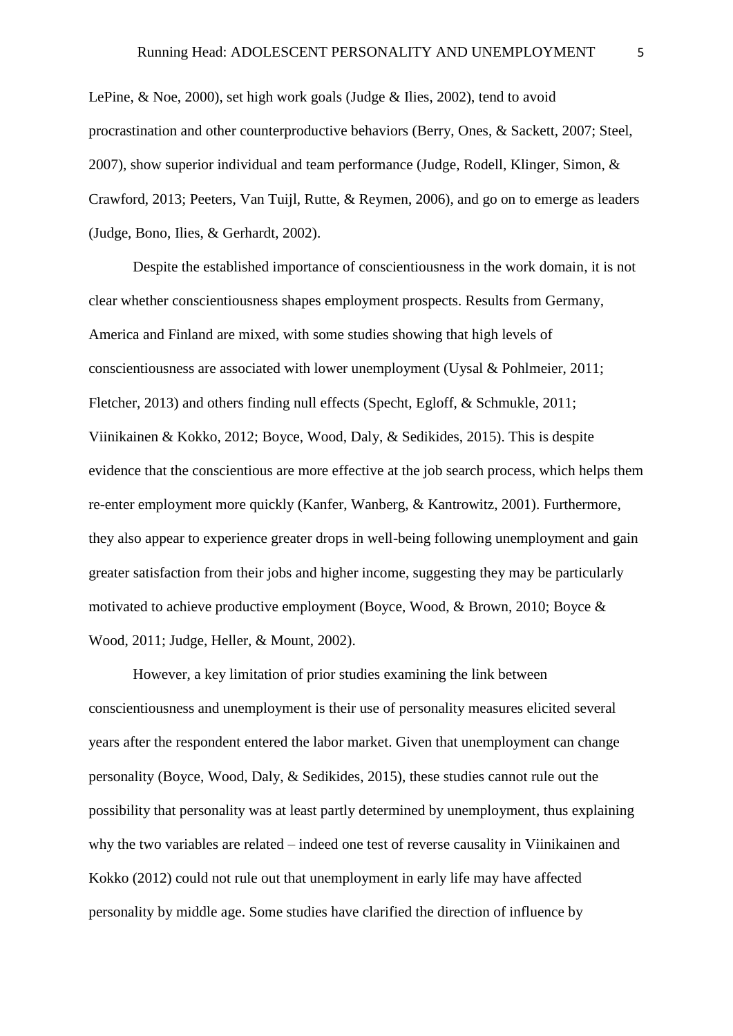LePine, & Noe, 2000), set high work goals (Judge & Ilies, 2002), tend to avoid procrastination and other counterproductive behaviors (Berry, Ones, & Sackett, 2007; Steel, 2007), show superior individual and team performance (Judge, Rodell, Klinger, Simon, & Crawford, 2013; Peeters, Van Tuijl, Rutte, & Reymen, 2006), and go on to emerge as leaders (Judge, Bono, Ilies, & Gerhardt, 2002).

Despite the established importance of conscientiousness in the work domain, it is not clear whether conscientiousness shapes employment prospects. Results from Germany, America and Finland are mixed, with some studies showing that high levels of conscientiousness are associated with lower unemployment (Uysal & Pohlmeier, 2011; Fletcher, 2013) and others finding null effects (Specht, Egloff, & Schmukle, 2011; Viinikainen & Kokko, 2012; Boyce, Wood, Daly, & Sedikides, 2015). This is despite evidence that the conscientious are more effective at the job search process, which helps them re-enter employment more quickly (Kanfer, Wanberg, & Kantrowitz, 2001). Furthermore, they also appear to experience greater drops in well-being following unemployment and gain greater satisfaction from their jobs and higher income, suggesting they may be particularly motivated to achieve productive employment (Boyce, Wood, & Brown, 2010; Boyce & Wood, 2011; Judge, Heller, & Mount, 2002).

However, a key limitation of prior studies examining the link between conscientiousness and unemployment is their use of personality measures elicited several years after the respondent entered the labor market. Given that unemployment can change personality (Boyce, Wood, Daly, & Sedikides, 2015), these studies cannot rule out the possibility that personality was at least partly determined by unemployment, thus explaining why the two variables are related – indeed one test of reverse causality in Viinikainen and Kokko (2012) could not rule out that unemployment in early life may have affected personality by middle age. Some studies have clarified the direction of influence by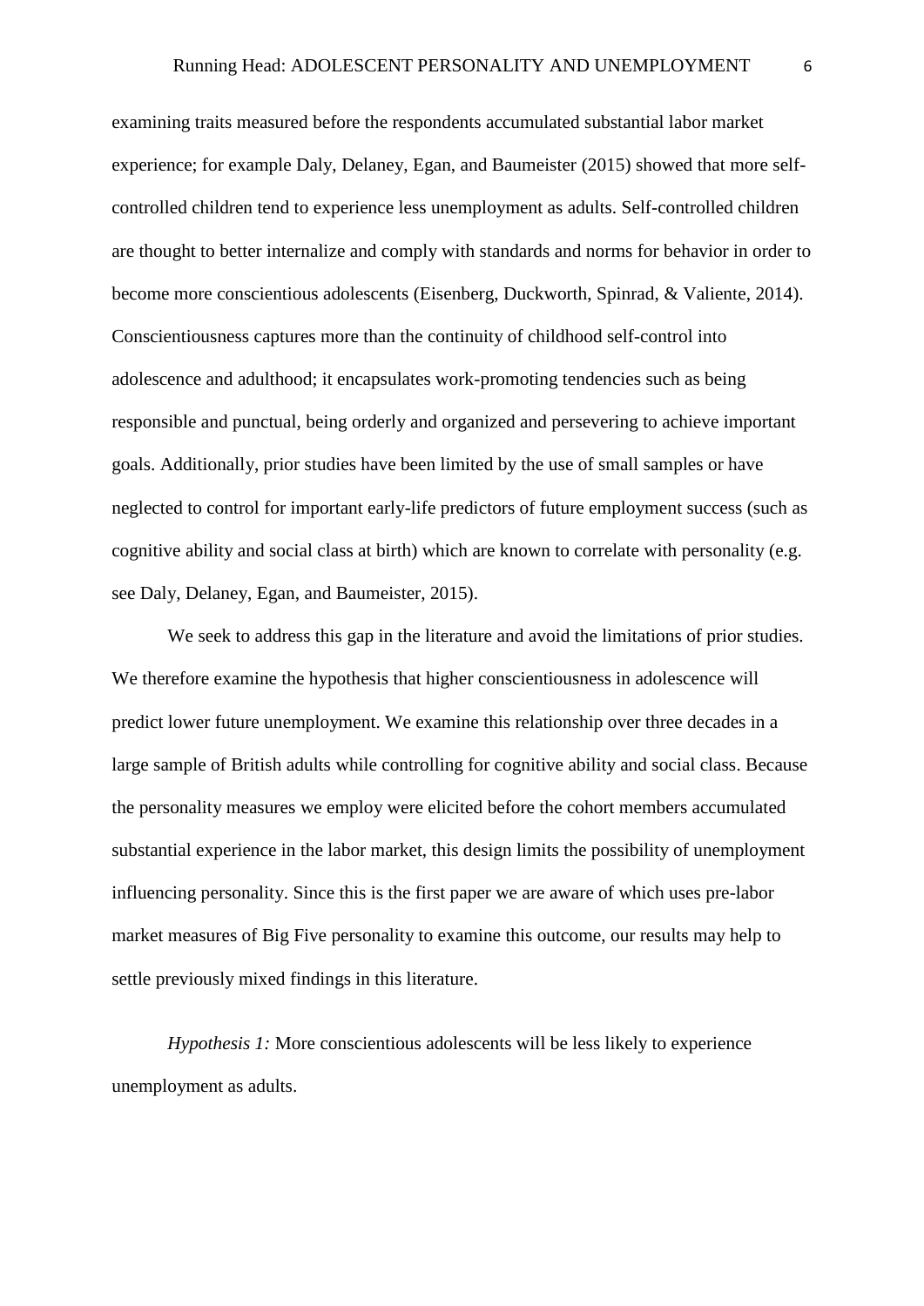examining traits measured before the respondents accumulated substantial labor market experience; for example Daly, Delaney, Egan, and Baumeister (2015) showed that more self-controlled children tend to experience less unemployment as adults. Self-controlled children are thought to better internalize and comply with standards and norms for behavior in order to become more conscientious adolescents (Eisenberg, Duckworth, Spinrad, & Valiente, 2014). Conscientiousness captures more than the continuity of childhood self-control into adolescence and adulthood; it encapsulates work-promoting tendencies such as being responsible and punctual, being orderly and organized and persevering to achieve important goals. Additionally, prior studies have been limited by the use of small samples or have neglected to control for important early-life predictors of future employment success (such as cognitive ability and social class at birth) which are known to correlate with personality (e.g. see Daly, Delaney, Egan, and Baumeister, 2015).

We seek to address this gap in the literature and avoid the limitations of prior studies. We therefore examine the hypothesis that higher conscientiousness in adolescence will predict lower future unemployment. We examine this relationship over three decades in a large sample of British adults while controlling for cognitive ability and social class. Because the personality measures we employ were elicited before the cohort members accumulated substantial experience in the labor market, this design limits the possibility of unemployment influencing personality. Since this is the first paper we are aware of which uses pre-labor market measures of Big Five personality to examine this outcome, our results may help to settle previously mixed findings in this literature.

*Hypothesis 1:* More conscientious adolescents will be less likely to experience unemployment as adults.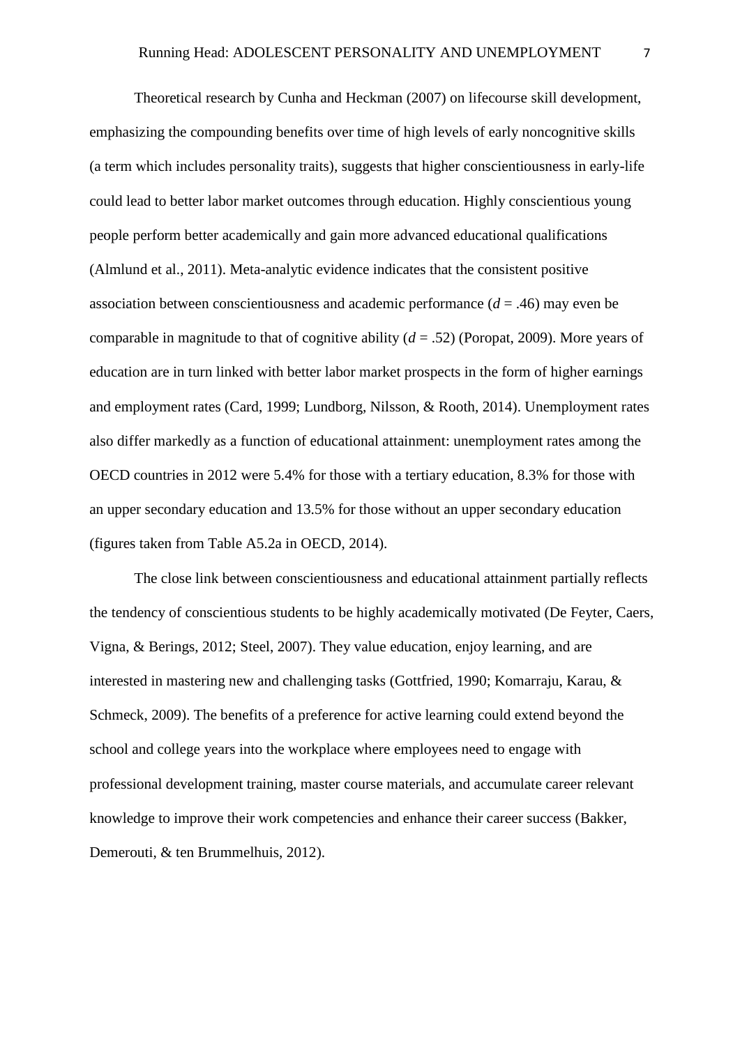Theoretical research by Cunha and Heckman (2007) on lifecourse skill development, emphasizing the compounding benefits over time of high levels of early noncognitive skills (a term which includes personality traits), suggests that higher conscientiousness in early-life could lead to better labor market outcomes through education. Highly conscientious young people perform better academically and gain more advanced educational qualifications (Almlund et al., 2011). Meta-analytic evidence indicates that the consistent positive association between conscientiousness and academic performance ($d = .46$) may even be comparable in magnitude to that of cognitive ability ($d = .52$) (Poropat, 2009). More years of education are in turn linked with better labor market prospects in the form of higher earnings and employment rates (Card, 1999; Lundborg, Nilsson, & Rooth, 2014). Unemployment rates also differ markedly as a function of educational attainment: unemployment rates among the OECD countries in 2012 were 5.4% for those with a tertiary education, 8.3% for those with an upper secondary education and 13.5% for those without an upper secondary education (figures taken from Table A5.2a in OECD, 2014).

The close link between conscientiousness and educational attainment partially reflects the tendency of conscientious students to be highly academically motivated (De Feyter, Caers, Vigna, & Berings, 2012; Steel, 2007). They value education, enjoy learning, and are interested in mastering new and challenging tasks (Gottfried, 1990; Komarraju, Karau, & Schmeck, 2009). The benefits of a preference for active learning could extend beyond the school and college years into the workplace where employees need to engage with professional development training, master course materials, and accumulate career relevant knowledge to improve their work competencies and enhance their career success (Bakker, Demerouti, & ten Brummelhuis, 2012).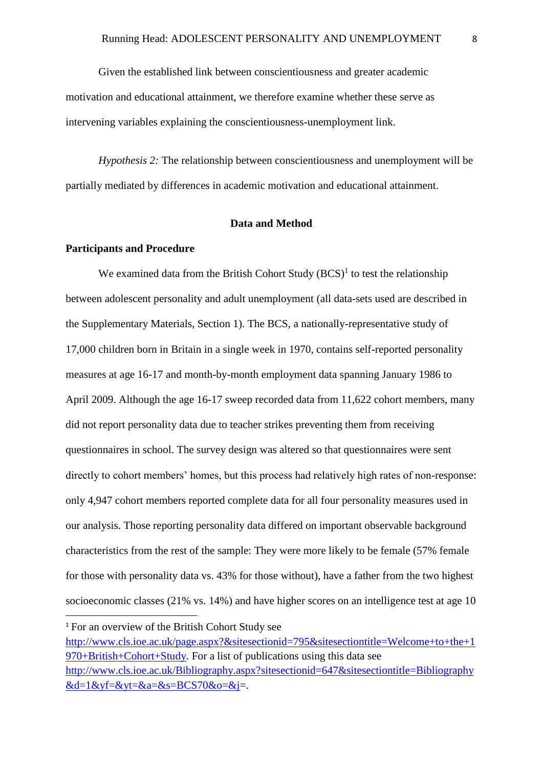Given the established link between conscientiousness and greater academic motivation and educational attainment, we therefore examine whether these serve as intervening variables explaining the conscientiousness-unemployment link.

*Hypothesis 2:* The relationship between conscientiousness and unemployment will be partially mediated by differences in academic motivation and educational attainment.

## Data and Method

### Participants and Procedure

We examined data from the British Cohort Study (BCS)[1] to test the relationship between adolescent personality and adult unemployment (all data-sets used are described in the Supplementary Materials, Section 1). The BCS, a nationally-representative study of 17,000 children born in Britain in a single week in 1970, contains self-reported personality measures at age 16-17 and month-by-month employment data spanning January 1986 to April 2009. Although the age 16-17 sweep recorded data from 11,622 cohort members, many did not report personality data due to teacher strikes preventing them from receiving questionnaires in school. The survey design was altered so that questionnaires were sent directly to cohort members' homes, but this process had relatively high rates of non-response: only 4,947 cohort members reported complete data for all four personality measures used in our analysis. Those reporting personality data differed on important observable background characteristics from the rest of the sample: They were more likely to be female (57% female for those with personality data vs. 43% for those without), have a father from the two highest socioeconomic classes (21% vs. 14%) and have higher scores on an intelligence test at age 10

---

[1] For an overview of the British Cohort Study see http://www.cls.ioe.ac.uk/page.aspx?&sitesectionid=795&sitesectiontitle=Welcome+to+the+1970+British+Cohort+Study. For a list of publications using this data see http://www.cls.ioe.ac.uk/Bibliography.aspx?sitesectionid=647&sitesectiontitle=Bibliography&d=1&yf=&yt=&a=&s=BCS70&o=&j=.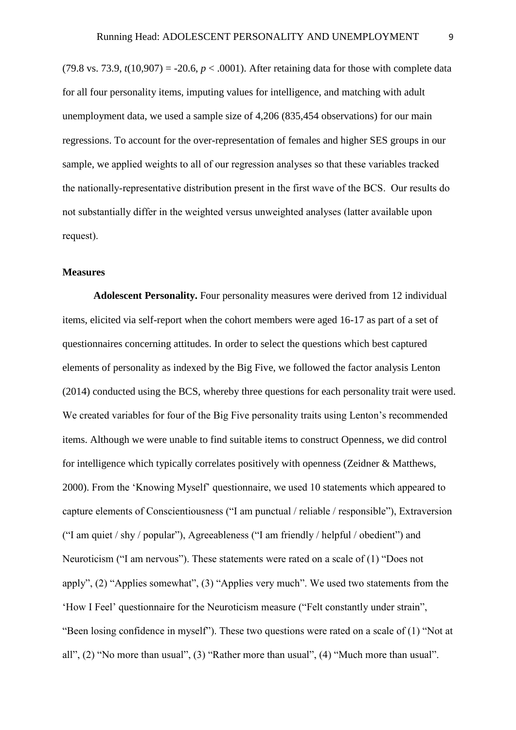(79.8 vs. 73.9, $t(10,907) = -20.6$, $p < .0001$). After retaining data for those with complete data for all four personality items, imputing values for intelligence, and matching with adult unemployment data, we used a sample size of 4,206 (835,454 observations) for our main regressions. To account for the over-representation of females and higher SES groups in our sample, we applied weights to all of our regression analyses so that these variables tracked the nationally-representative distribution present in the first wave of the BCS. Our results do not substantially differ in the weighted versus unweighted analyses (latter available upon request).

## Measures

**Adolescent Personality.** Four personality measures were derived from 12 individual items, elicited via self-report when the cohort members were aged 16-17 as part of a set of questionnaires concerning attitudes. In order to select the questions which best captured elements of personality as indexed by the Big Five, we followed the factor analysis Lenton (2014) conducted using the BCS, whereby three questions for each personality trait were used. We created variables for four of the Big Five personality traits using Lenton's recommended items. Although we were unable to find suitable items to construct Openness, we did control for intelligence which typically correlates positively with openness (Zeidner & Matthews, 2000). From the 'Knowing Myself' questionnaire, we used 10 statements which appeared to capture elements of Conscientiousness ("I am punctual / reliable / responsible"), Extraversion ("I am quiet / shy / popular"), Agreeableness ("I am friendly / helpful / obedient") and Neuroticism ("I am nervous"). These statements were rated on a scale of (1) "Does not apply", (2) "Applies somewhat", (3) "Applies very much". We used two statements from the 'How I Feel' questionnaire for the Neuroticism measure ("Felt constantly under strain", "Been losing confidence in myself"). These two questions were rated on a scale of (1) "Not at all", (2) "No more than usual", (3) "Rather more than usual", (4) "Much more than usual".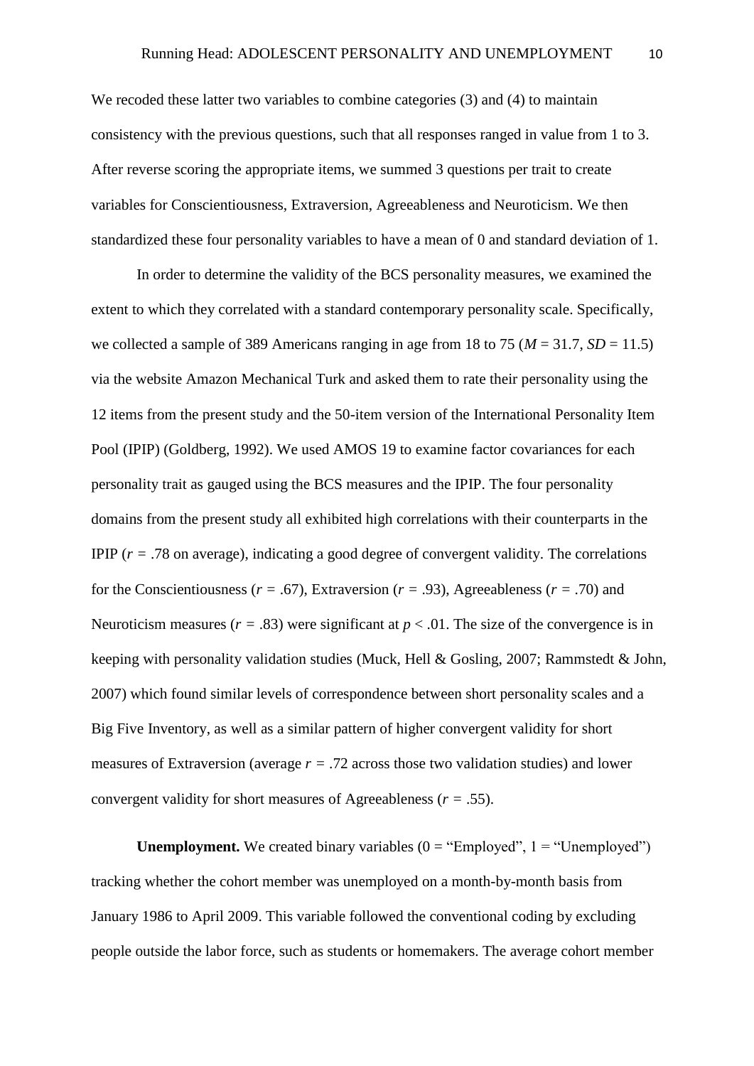We recoded these latter two variables to combine categories (3) and (4) to maintain consistency with the previous questions, such that all responses ranged in value from 1 to 3. After reverse scoring the appropriate items, we summed 3 questions per trait to create variables for Conscientiousness, Extraversion, Agreeableness and Neuroticism. We then standardized these four personality variables to have a mean of 0 and standard deviation of 1.

In order to determine the validity of the BCS personality measures, we examined the extent to which they correlated with a standard contemporary personality scale. Specifically, we collected a sample of 389 Americans ranging in age from 18 to 75 ($M$ = 31.7, $SD$ = 11.5) via the website Amazon Mechanical Turk and asked them to rate their personality using the 12 items from the present study and the 50-item version of the International Personality Item Pool (IPIP) (Goldberg, 1992). We used AMOS 19 to examine factor covariances for each personality trait as gauged using the BCS measures and the IPIP. The four personality domains from the present study all exhibited high correlations with their counterparts in the IPIP ($r$ = .78 on average), indicating a good degree of convergent validity. The correlations for the Conscientiousness ($r$ = .67), Extraversion ($r$ = .93), Agreeableness ($r$ = .70) and Neuroticism measures ($r$ = .83) were significant at $p < .01$. The size of the convergence is in keeping with personality validation studies (Muck, Hell & Gosling, 2007; Rammstedt & John, 2007) which found similar levels of correspondence between short personality scales and a Big Five Inventory, as well as a similar pattern of higher convergent validity for short measures of Extraversion (average $r$ = .72 across those two validation studies) and lower convergent validity for short measures of Agreeableness ($r$ = .55).

**Unemployment.** We created binary variables (0 = "Employed", 1 = "Unemployed") tracking whether the cohort member was unemployed on a month-by-month basis from January 1986 to April 2009. This variable followed the conventional coding by excluding people outside the labor force, such as students or homemakers. The average cohort member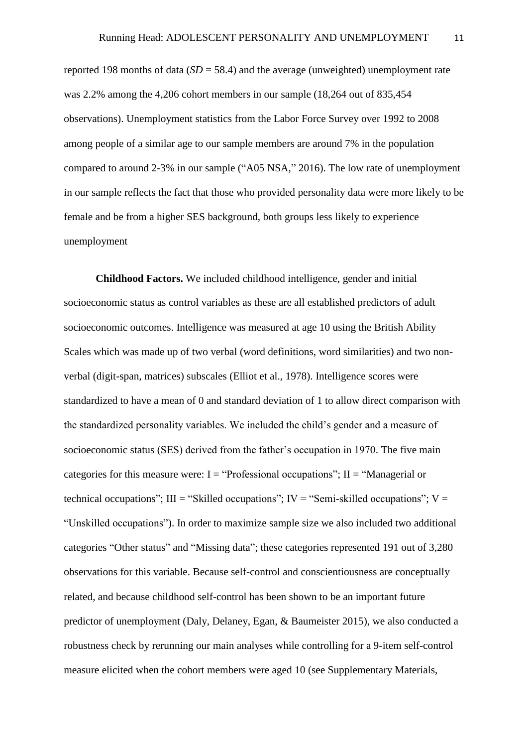reported 198 months of data (*SD* = 58.4) and the average (unweighted) unemployment rate was 2.2% among the 4,206 cohort members in our sample (18,264 out of 835,454 observations). Unemployment statistics from the Labor Force Survey over 1992 to 2008 among people of a similar age to our sample members are around 7% in the population compared to around 2-3% in our sample ("A05 NSA," 2016). The low rate of unemployment in our sample reflects the fact that those who provided personality data were more likely to be female and be from a higher SES background, both groups less likely to experience unemployment

**Childhood Factors.** We included childhood intelligence, gender and initial socioeconomic status as control variables as these are all established predictors of adult socioeconomic outcomes. Intelligence was measured at age 10 using the British Ability Scales which was made up of two verbal (word definitions, word similarities) and two non-verbal (digit-span, matrices) subscales (Elliot et al., 1978). Intelligence scores were standardized to have a mean of 0 and standard deviation of 1 to allow direct comparison with the standardized personality variables. We included the child's gender and a measure of socioeconomic status (SES) derived from the father's occupation in 1970. The five main categories for this measure were: I = "Professional occupations"; II = "Managerial or technical occupations"; III = "Skilled occupations"; IV = "Semi-skilled occupations"; V = "Unskilled occupations"). In order to maximize sample size we also included two additional categories "Other status" and "Missing data"; these categories represented 191 out of 3,280 observations for this variable. Because self-control and conscientiousness are conceptually related, and because childhood self-control has been shown to be an important future predictor of unemployment (Daly, Delaney, Egan, & Baumeister 2015), we also conducted a robustness check by rerunning our main analyses while controlling for a 9-item self-control measure elicited when the cohort members were aged 10 (see Supplementary Materials,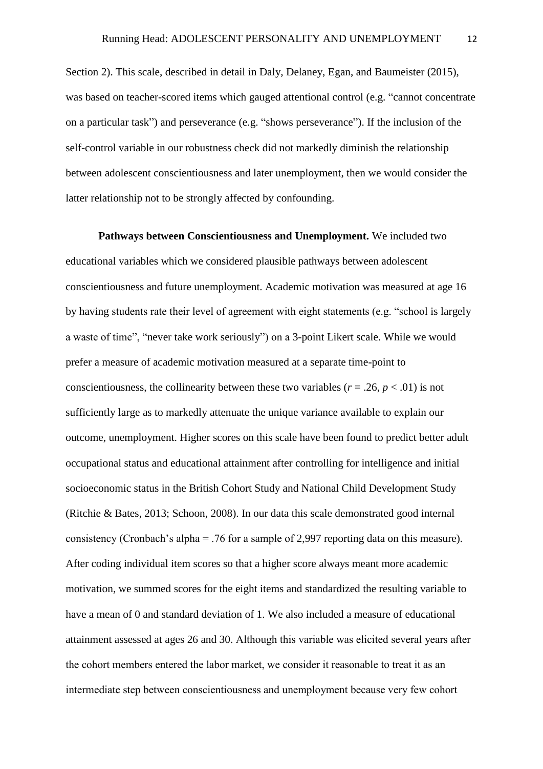Section 2). This scale, described in detail in Daly, Delaney, Egan, and Baumeister (2015), was based on teacher-scored items which gauged attentional control (e.g. "cannot concentrate on a particular task") and perseverance (e.g. "shows perseverance"). If the inclusion of the self-control variable in our robustness check did not markedly diminish the relationship between adolescent conscientiousness and later unemployment, then we would consider the latter relationship not to be strongly affected by confounding.

**Pathways between Conscientiousness and Unemployment.** We included two educational variables which we considered plausible pathways between adolescent conscientiousness and future unemployment. Academic motivation was measured at age 16 by having students rate their level of agreement with eight statements (e.g. "school is largely a waste of time", "never take work seriously") on a 3-point Likert scale. While we would prefer a measure of academic motivation measured at a separate time-point to conscientiousness, the collinearity between these two variables ($r$ = .26, $p$ < .01) is not sufficiently large as to markedly attenuate the unique variance available to explain our outcome, unemployment. Higher scores on this scale have been found to predict better adult occupational status and educational attainment after controlling for intelligence and initial socioeconomic status in the British Cohort Study and National Child Development Study (Ritchie & Bates, 2013; Schoon, 2008). In our data this scale demonstrated good internal consistency (Cronbach's alpha = .76 for a sample of 2,997 reporting data on this measure). After coding individual item scores so that a higher score always meant more academic motivation, we summed scores for the eight items and standardized the resulting variable to have a mean of 0 and standard deviation of 1. We also included a measure of educational attainment assessed at ages 26 and 30. Although this variable was elicited several years after the cohort members entered the labor market, we consider it reasonable to treat it as an intermediate step between conscientiousness and unemployment because very few cohort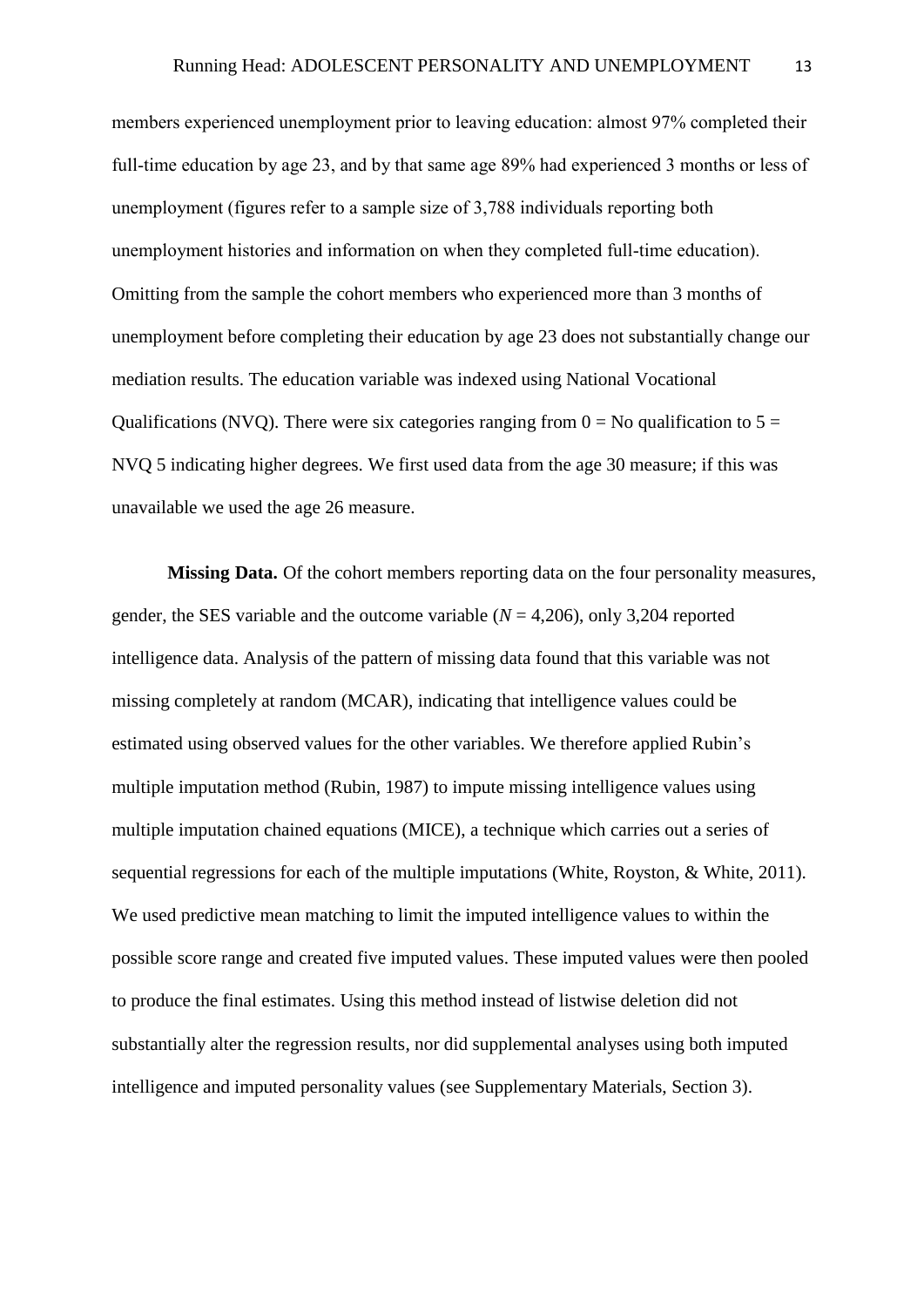members experienced unemployment prior to leaving education: almost 97% completed their full-time education by age 23, and by that same age 89% had experienced 3 months or less of unemployment (figures refer to a sample size of 3,788 individuals reporting both unemployment histories and information on when they completed full-time education). Omitting from the sample the cohort members who experienced more than 3 months of unemployment before completing their education by age 23 does not substantially change our mediation results. The education variable was indexed using National Vocational Qualifications (NVQ). There were six categories ranging from 0 = No qualification to 5 = NVQ 5 indicating higher degrees. We first used data from the age 30 measure; if this was unavailable we used the age 26 measure.

**Missing Data.** Of the cohort members reporting data on the four personality measures, gender, the SES variable and the outcome variable ($N$ = 4,206), only 3,204 reported intelligence data. Analysis of the pattern of missing data found that this variable was not missing completely at random (MCAR), indicating that intelligence values could be estimated using observed values for the other variables. We therefore applied Rubin's multiple imputation method (Rubin, 1987) to impute missing intelligence values using multiple imputation chained equations (MICE), a technique which carries out a series of sequential regressions for each of the multiple imputations (White, Royston, & White, 2011). We used predictive mean matching to limit the imputed intelligence values to within the possible score range and created five imputed values. These imputed values were then pooled to produce the final estimates. Using this method instead of listwise deletion did not substantially alter the regression results, nor did supplemental analyses using both imputed intelligence and imputed personality values (see Supplementary Materials, Section 3).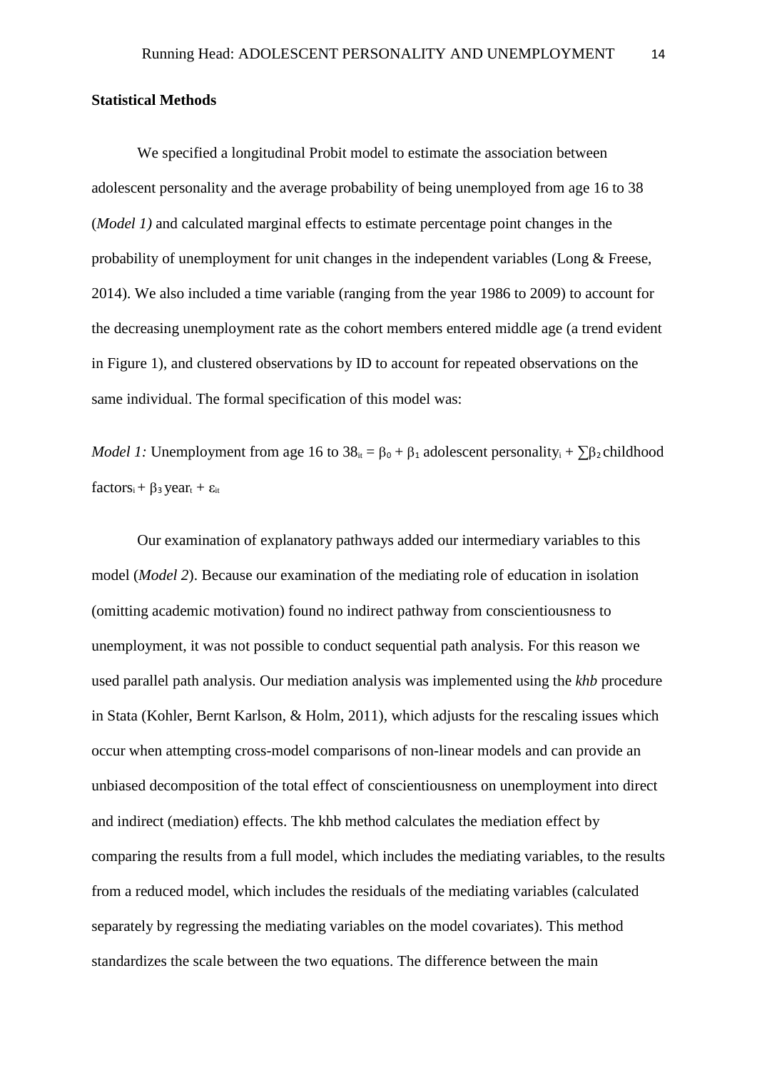**Statistical Methods**

We specified a longitudinal Probit model to estimate the association between adolescent personality and the average probability of being unemployed from age 16 to 38 (*Model 1)* and calculated marginal effects to estimate percentage point changes in the probability of unemployment for unit changes in the independent variables (Long & Freese, 2014). We also included a time variable (ranging from the year 1986 to 2009) to account for the decreasing unemployment rate as the cohort members entered middle age (a trend evident in Figure 1), and clustered observations by ID to account for repeated observations on the same individual. The formal specification of this model was:

*Model 1:* Unemployment from age 16 to $38_{it} = \beta_0 + \beta_1$ adolescent personality$_i$ + $\sum\beta_2$ childhood factors$_i$ + $\beta_3$ year$_t$ + $\varepsilon_{it}$

Our examination of explanatory pathways added our intermediary variables to this model (*Model 2*). Because our examination of the mediating role of education in isolation (omitting academic motivation) found no indirect pathway from conscientiousness to unemployment, it was not possible to conduct sequential path analysis. For this reason we used parallel path analysis. Our mediation analysis was implemented using the *khb* procedure in Stata (Kohler, Bernt Karlson, & Holm, 2011), which adjusts for the rescaling issues which occur when attempting cross-model comparisons of non-linear models and can provide an unbiased decomposition of the total effect of conscientiousness on unemployment into direct and indirect (mediation) effects. The khb method calculates the mediation effect by comparing the results from a full model, which includes the mediating variables, to the results from a reduced model, which includes the residuals of the mediating variables (calculated separately by regressing the mediating variables on the model covariates). This method standardizes the scale between the two equations. The difference between the main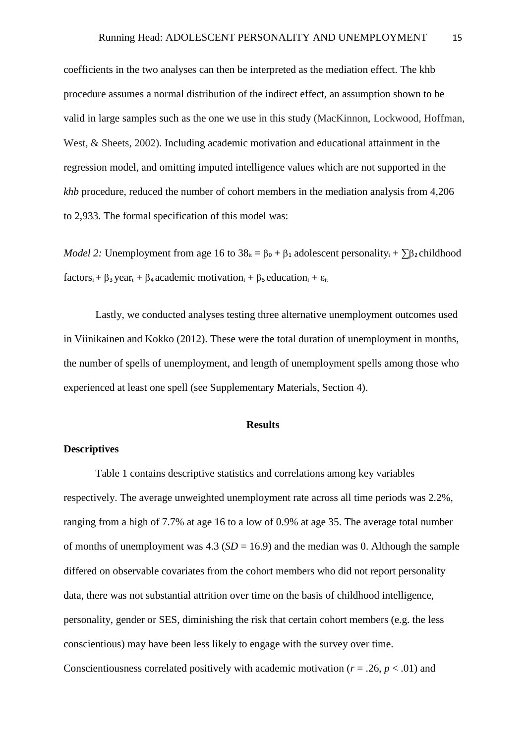coefficients in the two analyses can then be interpreted as the mediation effect. The khb procedure assumes a normal distribution of the indirect effect, an assumption shown to be valid in large samples such as the one we use in this study (MacKinnon, Lockwood, Hoffman, West, & Sheets, 2002). Including academic motivation and educational attainment in the regression model, and omitting imputed intelligence values which are not supported in the *khb* procedure, reduced the number of cohort members in the mediation analysis from 4,206 to 2,933. The formal specification of this model was:

*Model 2:* Unemployment from age 16 to $38_{it} = \beta_0 + \beta_1$ adolescent $\text{personality}_i + \sum\beta_2$ childhood $\text{factors}_i + \beta_3\,\text{year}_t + \beta_4$ academic $\text{motivation}_i + \beta_5\,\text{education}_i + \varepsilon_{it}$

Lastly, we conducted analyses testing three alternative unemployment outcomes used in Viinikainen and Kokko (2012). These were the total duration of unemployment in months, the number of spells of unemployment, and length of unemployment spells among those who experienced at least one spell (see Supplementary Materials, Section 4).

## Results

### Descriptives

Table 1 contains descriptive statistics and correlations among key variables respectively. The average unweighted unemployment rate across all time periods was 2.2%, ranging from a high of 7.7% at age 16 to a low of 0.9% at age 35. The average total number of months of unemployment was 4.3 ($SD$ = 16.9) and the median was 0. Although the sample differed on observable covariates from the cohort members who did not report personality data, there was not substantial attrition over time on the basis of childhood intelligence, personality, gender or SES, diminishing the risk that certain cohort members (e.g. the less conscientious) may have been less likely to engage with the survey over time. Conscientiousness correlated positively with academic motivation ($r$ = .26, $p$ < .01) and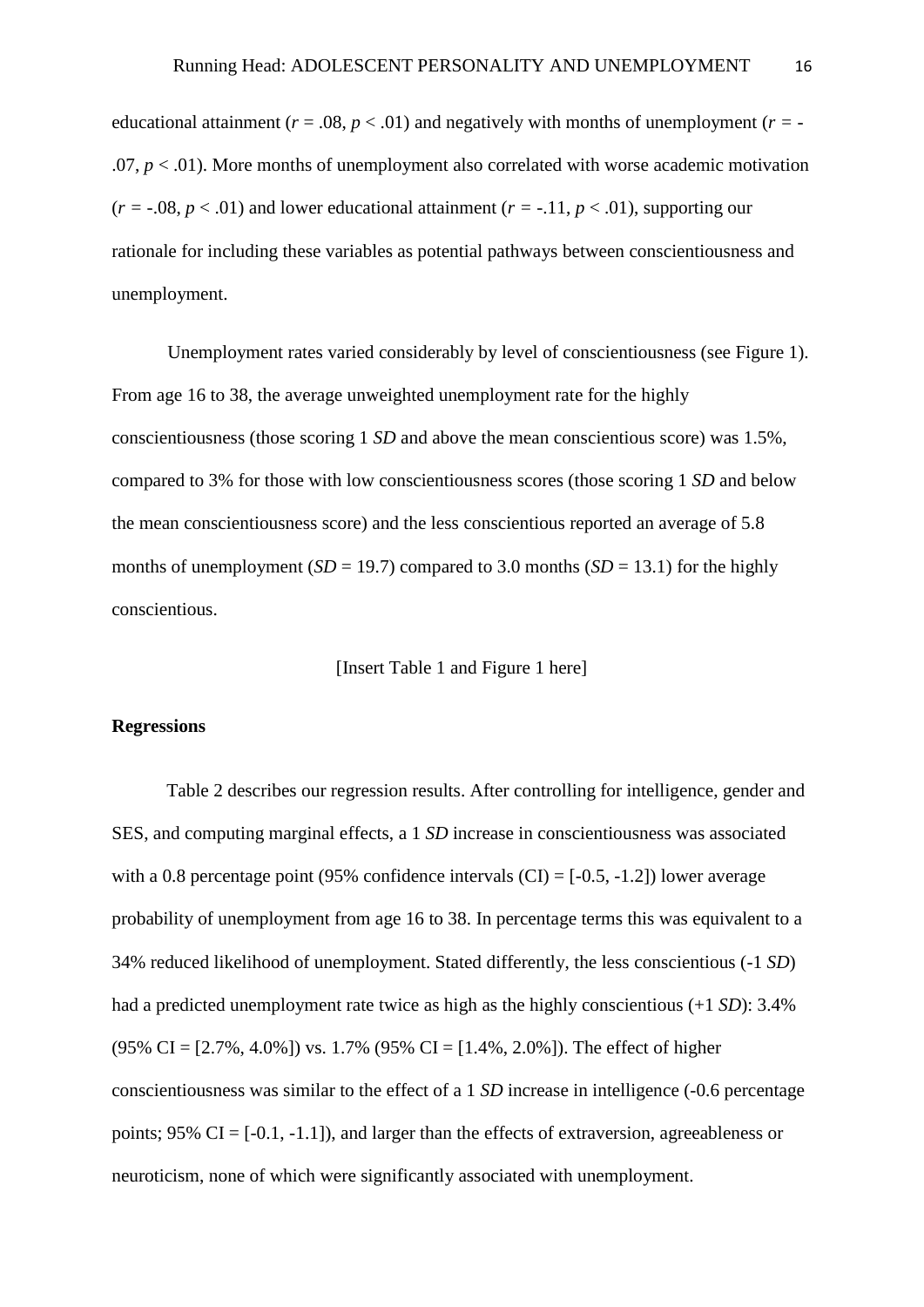educational attainment ($r$ = .08, $p$ < .01) and negatively with months of unemployment ($r$ = -.07, $p$ < .01). More months of unemployment also correlated with worse academic motivation ($r$ = -.08, $p$ < .01) and lower educational attainment ($r$ = -.11, $p$ < .01), supporting our rationale for including these variables as potential pathways between conscientiousness and unemployment.

Unemployment rates varied considerably by level of conscientiousness (see Figure 1). From age 16 to 38, the average unweighted unemployment rate for the highly conscientiousness (those scoring 1 *SD* and above the mean conscientious score) was 1.5%, compared to 3% for those with low conscientiousness scores (those scoring 1 *SD* and below the mean conscientiousness score) and the less conscientious reported an average of 5.8 months of unemployment (*SD* = 19.7) compared to 3.0 months (*SD* = 13.1) for the highly conscientious.

[Insert Table 1 and Figure 1 here]

**Regressions**

Table 2 describes our regression results. After controlling for intelligence, gender and SES, and computing marginal effects, a 1 *SD* increase in conscientiousness was associated with a 0.8 percentage point (95% confidence intervals (CI) = [-0.5, -1.2]) lower average probability of unemployment from age 16 to 38. In percentage terms this was equivalent to a 34% reduced likelihood of unemployment. Stated differently, the less conscientious (-1 *SD*) had a predicted unemployment rate twice as high as the highly conscientious (+1 *SD*): 3.4% (95% CI = [2.7%, 4.0%]) vs. 1.7% (95% CI = [1.4%, 2.0%]). The effect of higher conscientiousness was similar to the effect of a 1 *SD* increase in intelligence (-0.6 percentage points; 95% CI = [-0.1, -1.1]), and larger than the effects of extraversion, agreeableness or neuroticism, none of which were significantly associated with unemployment.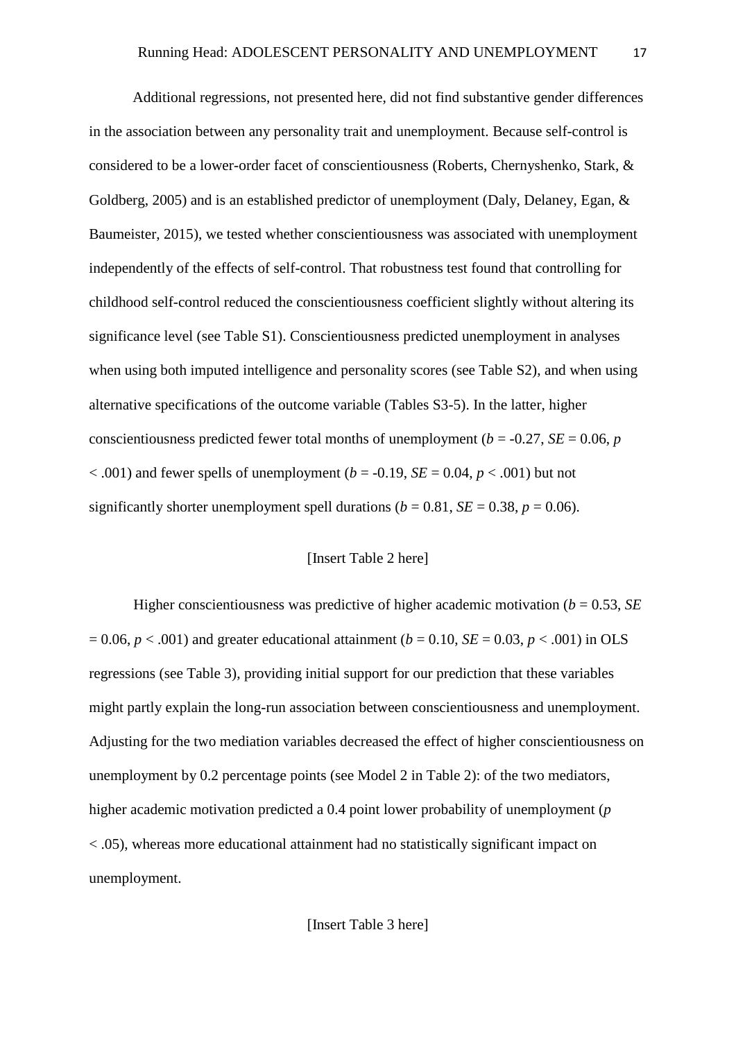Additional regressions, not presented here, did not find substantive gender differences in the association between any personality trait and unemployment. Because self-control is considered to be a lower-order facet of conscientiousness (Roberts, Chernyshenko, Stark, & Goldberg, 2005) and is an established predictor of unemployment (Daly, Delaney, Egan, & Baumeister, 2015), we tested whether conscientiousness was associated with unemployment independently of the effects of self-control. That robustness test found that controlling for childhood self-control reduced the conscientiousness coefficient slightly without altering its significance level (see Table S1). Conscientiousness predicted unemployment in analyses when using both imputed intelligence and personality scores (see Table S2), and when using alternative specifications of the outcome variable (Tables S3-5). In the latter, higher conscientiousness predicted fewer total months of unemployment ($b$ = -0.27, $SE$ = 0.06, $p$ < .001) and fewer spells of unemployment ($b$ = -0.19, $SE$ = 0.04, $p$ < .001) but not significantly shorter unemployment spell durations ($b$ = 0.81, $SE$ = 0.38, $p$ = 0.06).

[Insert Table 2 here]

Higher conscientiousness was predictive of higher academic motivation ($b$ = 0.53, $SE$ = 0.06, $p$ < .001) and greater educational attainment ($b$ = 0.10, $SE$ = 0.03, $p$ < .001) in OLS regressions (see Table 3), providing initial support for our prediction that these variables might partly explain the long-run association between conscientiousness and unemployment. Adjusting for the two mediation variables decreased the effect of higher conscientiousness on unemployment by 0.2 percentage points (see Model 2 in Table 2): of the two mediators, higher academic motivation predicted a 0.4 point lower probability of unemployment ($p$ < .05), whereas more educational attainment had no statistically significant impact on unemployment.

[Insert Table 3 here]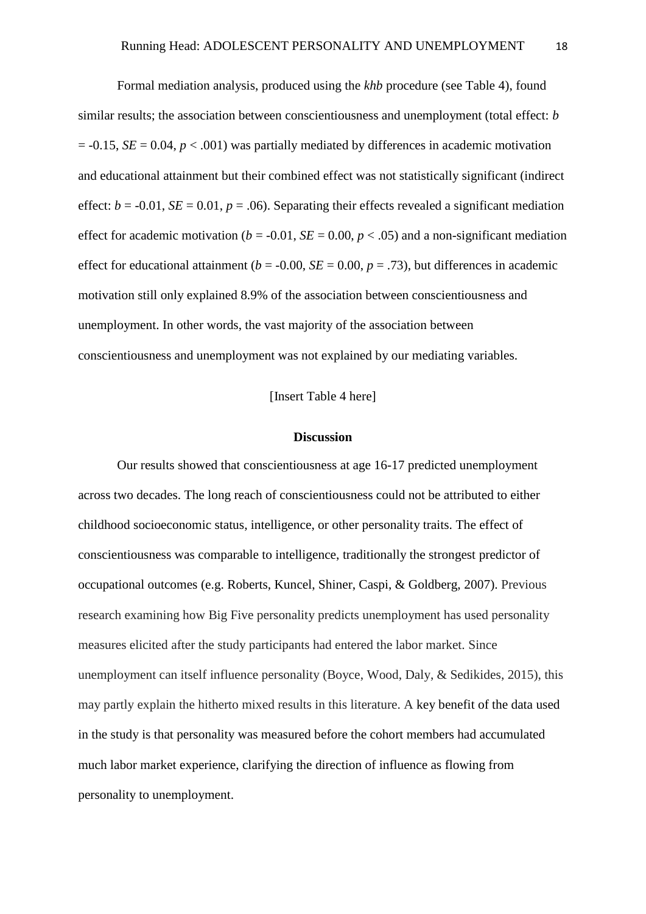Formal mediation analysis, produced using the *khb* procedure (see Table 4), found similar results; the association between conscientiousness and unemployment (total effect: $b = -0.15$, $SE = 0.04$, $p < .001$) was partially mediated by differences in academic motivation and educational attainment but their combined effect was not statistically significant (indirect effect: $b = -0.01$, $SE = 0.01$, $p = .06$). Separating their effects revealed a significant mediation effect for academic motivation ($b = -0.01$, $SE = 0.00$, $p < .05$) and a non-significant mediation effect for educational attainment ($b = -0.00$, $SE = 0.00$, $p = .73$), but differences in academic motivation still only explained 8.9% of the association between conscientiousness and unemployment. In other words, the vast majority of the association between conscientiousness and unemployment was not explained by our mediating variables.

[Insert Table 4 here]

## Discussion

Our results showed that conscientiousness at age 16-17 predicted unemployment across two decades. The long reach of conscientiousness could not be attributed to either childhood socioeconomic status, intelligence, or other personality traits. The effect of conscientiousness was comparable to intelligence, traditionally the strongest predictor of occupational outcomes (e.g. Roberts, Kuncel, Shiner, Caspi, & Goldberg, 2007). Previous research examining how Big Five personality predicts unemployment has used personality measures elicited after the study participants had entered the labor market. Since unemployment can itself influence personality (Boyce, Wood, Daly, & Sedikides, 2015), this may partly explain the hitherto mixed results in this literature. A key benefit of the data used in the study is that personality was measured before the cohort members had accumulated much labor market experience, clarifying the direction of influence as flowing from personality to unemployment.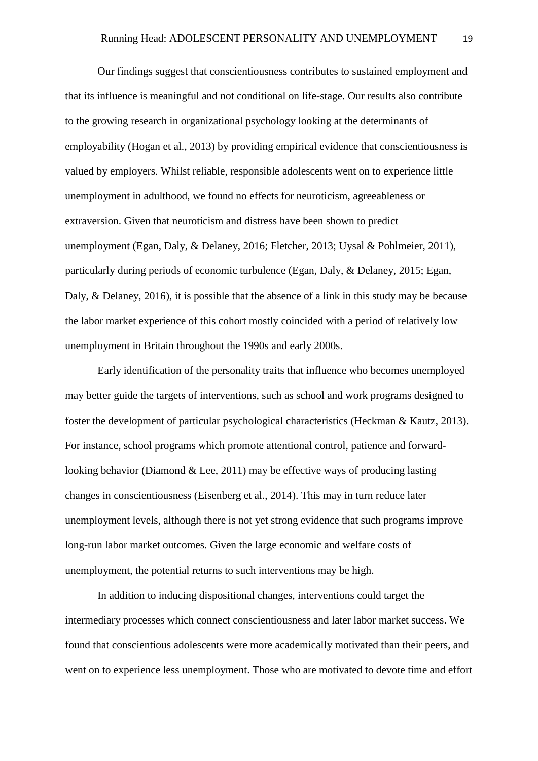Our findings suggest that conscientiousness contributes to sustained employment and that its influence is meaningful and not conditional on life-stage. Our results also contribute to the growing research in organizational psychology looking at the determinants of employability (Hogan et al., 2013) by providing empirical evidence that conscientiousness is valued by employers. Whilst reliable, responsible adolescents went on to experience little unemployment in adulthood, we found no effects for neuroticism, agreeableness or extraversion. Given that neuroticism and distress have been shown to predict unemployment (Egan, Daly, & Delaney, 2016; Fletcher, 2013; Uysal & Pohlmeier, 2011), particularly during periods of economic turbulence (Egan, Daly, & Delaney, 2015; Egan, Daly, & Delaney, 2016), it is possible that the absence of a link in this study may be because the labor market experience of this cohort mostly coincided with a period of relatively low unemployment in Britain throughout the 1990s and early 2000s.

Early identification of the personality traits that influence who becomes unemployed may better guide the targets of interventions, such as school and work programs designed to foster the development of particular psychological characteristics (Heckman & Kautz, 2013). For instance, school programs which promote attentional control, patience and forward-looking behavior (Diamond & Lee, 2011) may be effective ways of producing lasting changes in conscientiousness (Eisenberg et al., 2014). This may in turn reduce later unemployment levels, although there is not yet strong evidence that such programs improve long-run labor market outcomes. Given the large economic and welfare costs of unemployment, the potential returns to such interventions may be high.

In addition to inducing dispositional changes, interventions could target the intermediary processes which connect conscientiousness and later labor market success. We found that conscientious adolescents were more academically motivated than their peers, and went on to experience less unemployment. Those who are motivated to devote time and effort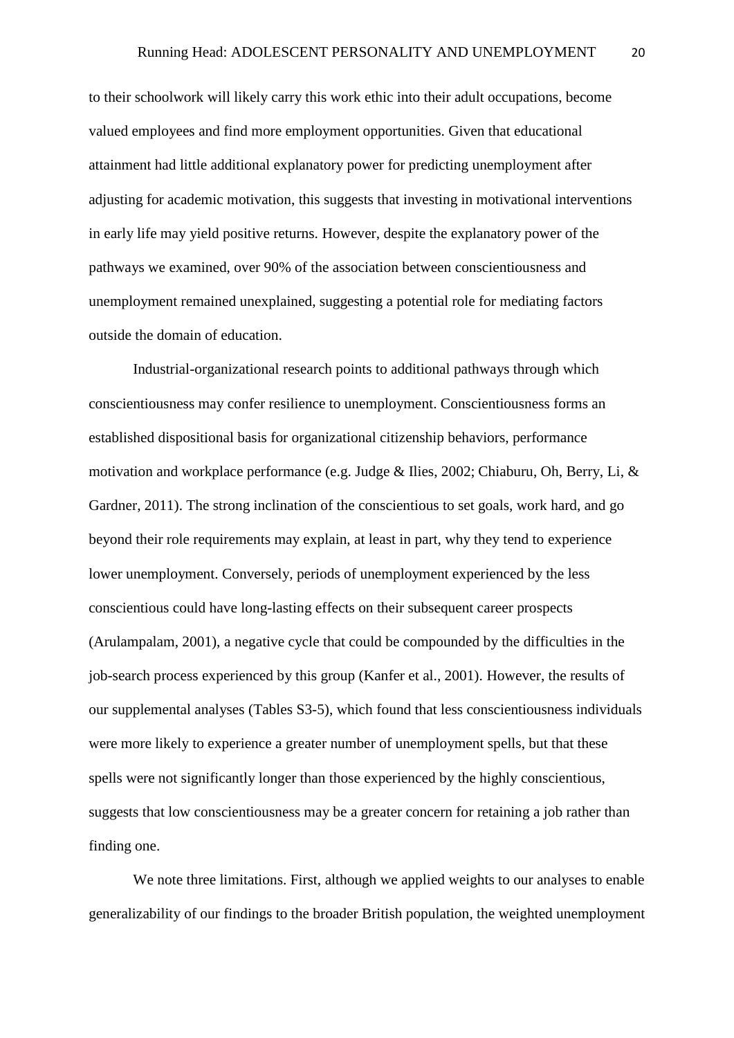to their schoolwork will likely carry this work ethic into their adult occupations, become valued employees and find more employment opportunities. Given that educational attainment had little additional explanatory power for predicting unemployment after adjusting for academic motivation, this suggests that investing in motivational interventions in early life may yield positive returns. However, despite the explanatory power of the pathways we examined, over 90% of the association between conscientiousness and unemployment remained unexplained, suggesting a potential role for mediating factors outside the domain of education.

Industrial-organizational research points to additional pathways through which conscientiousness may confer resilience to unemployment. Conscientiousness forms an established dispositional basis for organizational citizenship behaviors, performance motivation and workplace performance (e.g. Judge & Ilies, 2002; Chiaburu, Oh, Berry, Li, & Gardner, 2011). The strong inclination of the conscientious to set goals, work hard, and go beyond their role requirements may explain, at least in part, why they tend to experience lower unemployment. Conversely, periods of unemployment experienced by the less conscientious could have long-lasting effects on their subsequent career prospects (Arulampalam, 2001), a negative cycle that could be compounded by the difficulties in the job-search process experienced by this group (Kanfer et al., 2001). However, the results of our supplemental analyses (Tables S3-5), which found that less conscientiousness individuals were more likely to experience a greater number of unemployment spells, but that these spells were not significantly longer than those experienced by the highly conscientious, suggests that low conscientiousness may be a greater concern for retaining a job rather than finding one.

We note three limitations. First, although we applied weights to our analyses to enable generalizability of our findings to the broader British population, the weighted unemployment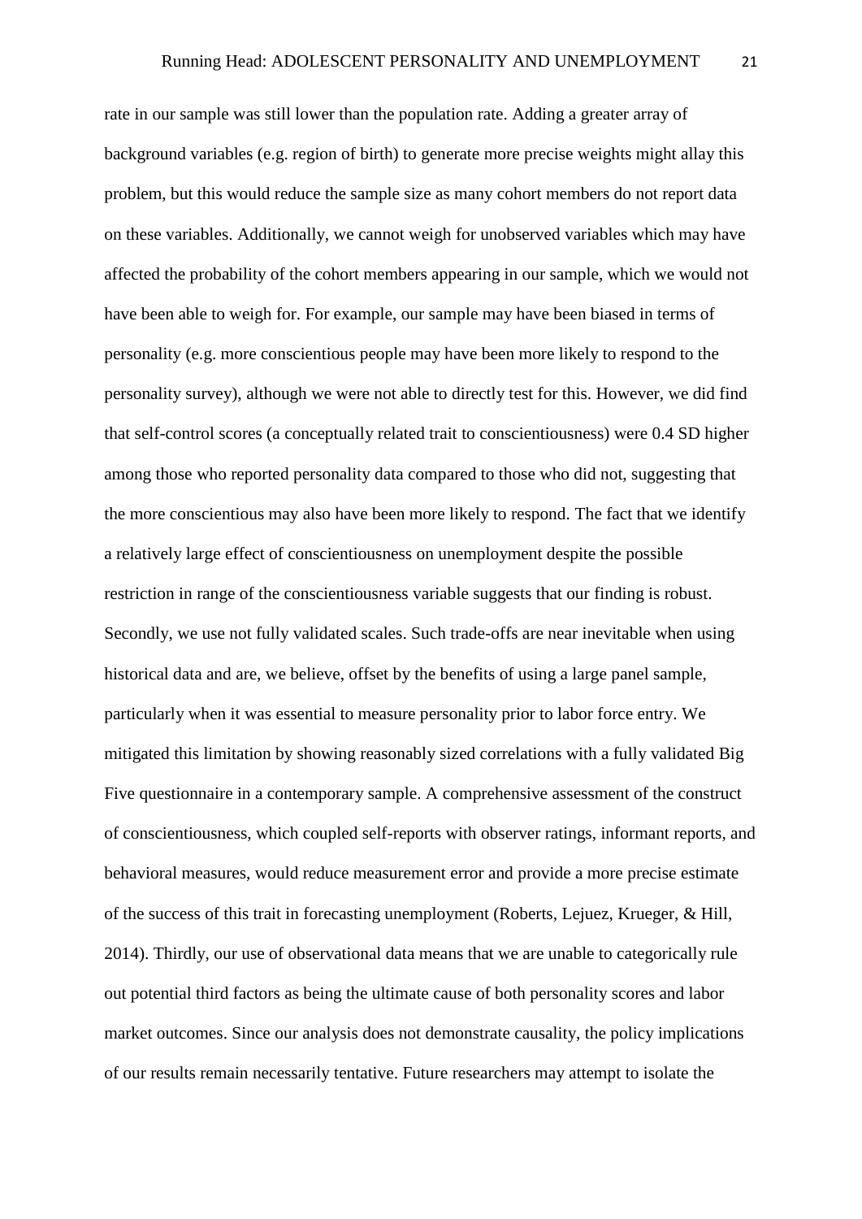rate in our sample was still lower than the population rate. Adding a greater array of background variables (e.g. region of birth) to generate more precise weights might allay this problem, but this would reduce the sample size as many cohort members do not report data on these variables. Additionally, we cannot weigh for unobserved variables which may have affected the probability of the cohort members appearing in our sample, which we would not have been able to weigh for. For example, our sample may have been biased in terms of personality (e.g. more conscientious people may have been more likely to respond to the personality survey), although we were not able to directly test for this. However, we did find that self-control scores (a conceptually related trait to conscientiousness) were 0.4 SD higher among those who reported personality data compared to those who did not, suggesting that the more conscientious may also have been more likely to respond. The fact that we identify a relatively large effect of conscientiousness on unemployment despite the possible restriction in range of the conscientiousness variable suggests that our finding is robust. Secondly, we use not fully validated scales. Such trade-offs are near inevitable when using historical data and are, we believe, offset by the benefits of using a large panel sample, particularly when it was essential to measure personality prior to labor force entry. We mitigated this limitation by showing reasonably sized correlations with a fully validated Big Five questionnaire in a contemporary sample. A comprehensive assessment of the construct of conscientiousness, which coupled self-reports with observer ratings, informant reports, and behavioral measures, would reduce measurement error and provide a more precise estimate of the success of this trait in forecasting unemployment (Roberts, Lejuez, Krueger, & Hill, 2014). Thirdly, our use of observational data means that we are unable to categorically rule out potential third factors as being the ultimate cause of both personality scores and labor market outcomes. Since our analysis does not demonstrate causality, the policy implications of our results remain necessarily tentative. Future researchers may attempt to isolate the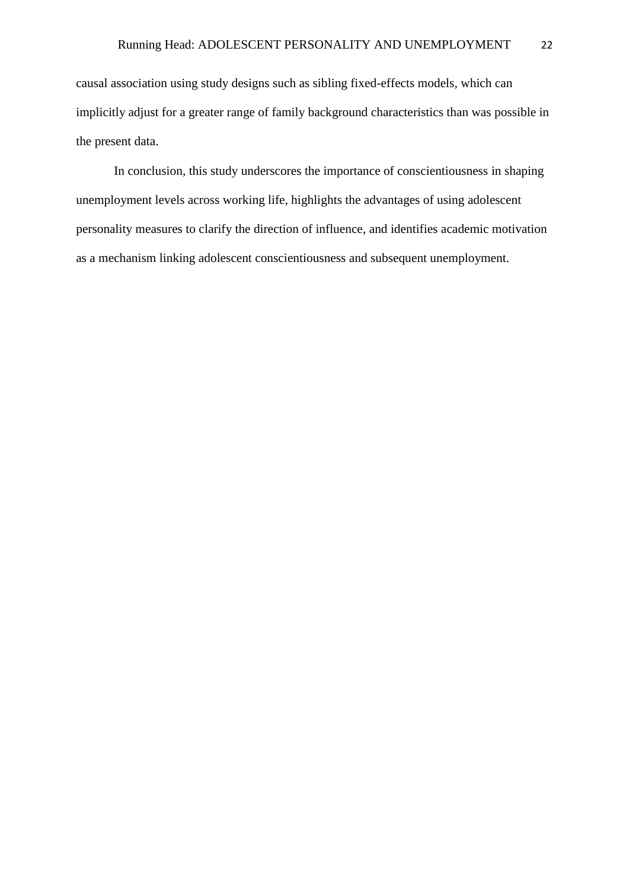causal association using study designs such as sibling fixed-effects models, which can implicitly adjust for a greater range of family background characteristics than was possible in the present data.

In conclusion, this study underscores the importance of conscientiousness in shaping unemployment levels across working life, highlights the advantages of using adolescent personality measures to clarify the direction of influence, and identifies academic motivation as a mechanism linking adolescent conscientiousness and subsequent unemployment.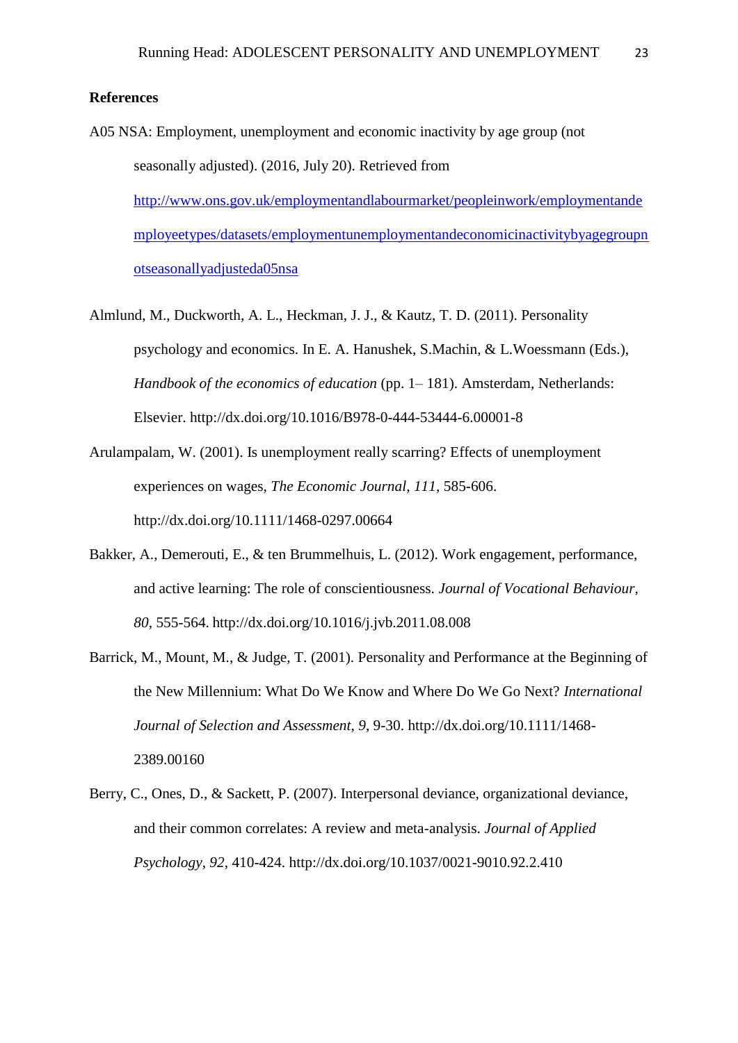**References**

A05 NSA: Employment, unemployment and economic inactivity by age group (not seasonally adjusted). (2016, July 20). Retrieved from http://www.ons.gov.uk/employmentandlabourmarket/peopleinwork/employmentandemployeetypes/datasets/employmentunemploymentandeconomicinactivitybyagegroupnotseasonallyadjusteda05nsa

Almlund, M., Duckworth, A. L., Heckman, J. J., & Kautz, T. D. (2011). Personality psychology and economics. In E. A. Hanushek, S.Machin, & L.Woessmann (Eds.), *Handbook of the economics of education* (pp. 1– 181). Amsterdam, Netherlands: Elsevier. http://dx.doi.org/10.1016/B978-0-444-53444-6.00001-8

Arulampalam, W. (2001). Is unemployment really scarring? Effects of unemployment experiences on wages, *The Economic Journal, 111*, 585-606. http://dx.doi.org/10.1111/1468-0297.00664

Bakker, A., Demerouti, E., & ten Brummelhuis, L. (2012). Work engagement, performance, and active learning: The role of conscientiousness. *Journal of Vocational Behaviour, 80*, 555-564. http://dx.doi.org/10.1016/j.jvb.2011.08.008

Barrick, M., Mount, M., & Judge, T. (2001). Personality and Performance at the Beginning of the New Millennium: What Do We Know and Where Do We Go Next? *International Journal of Selection and Assessment, 9*, 9-30. http://dx.doi.org/10.1111/1468-2389.00160

Berry, C., Ones, D., & Sackett, P. (2007). Interpersonal deviance, organizational deviance, and their common correlates: A review and meta-analysis. *Journal of Applied Psychology, 92*, 410-424. http://dx.doi.org/10.1037/0021-9010.92.2.410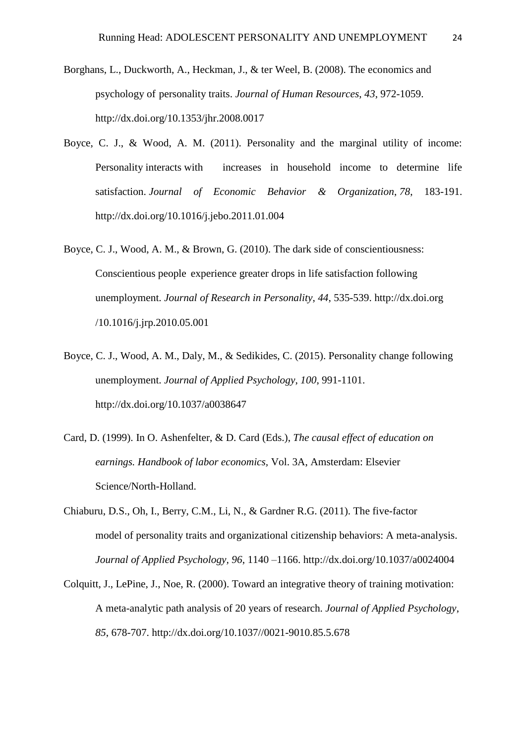Borghans, L., Duckworth, A., Heckman, J., & ter Weel, B. (2008). The economics and psychology of personality traits. *Journal of Human Resources*, *43*, 972-1059. http://dx.doi.org/10.1353/jhr.2008.0017

Boyce, C. J., & Wood, A. M. (2011). Personality and the marginal utility of income: Personality interacts with increases in household income to determine life satisfaction. *Journal of Economic Behavior & Organization*, *78*, 183-191. http://dx.doi.org/10.1016/j.jebo.2011.01.004

Boyce, C. J., Wood, A. M., & Brown, G. (2010). The dark side of conscientiousness: Conscientious people experience greater drops in life satisfaction following unemployment. *Journal of Research in Personality*, *44*, 535-539. http://dx.doi.org /10.1016/j.jrp.2010.05.001

Boyce, C. J., Wood, A. M., Daly, M., & Sedikides, C. (2015). Personality change following unemployment. *Journal of Applied Psychology*, *100*, 991-1101. http://dx.doi.org/10.1037/a0038647

Card, D. (1999). In O. Ashenfelter, & D. Card (Eds.), *The causal effect of education on earnings. Handbook of labor economics*, Vol. 3A, Amsterdam: Elsevier Science/North-Holland.

Chiaburu, D.S., Oh, I., Berry, C.M., Li, N., & Gardner R.G. (2011). The five-factor model of personality traits and organizational citizenship behaviors: A meta-analysis. *Journal of Applied Psychology*, *96*, 1140 –1166. http://dx.doi.org/10.1037/a0024004

Colquitt, J., LePine, J., Noe, R. (2000). Toward an integrative theory of training motivation: A meta-analytic path analysis of 20 years of research. *Journal of Applied Psychology*, *85*, 678-707. http://dx.doi.org/10.1037//0021-9010.85.5.678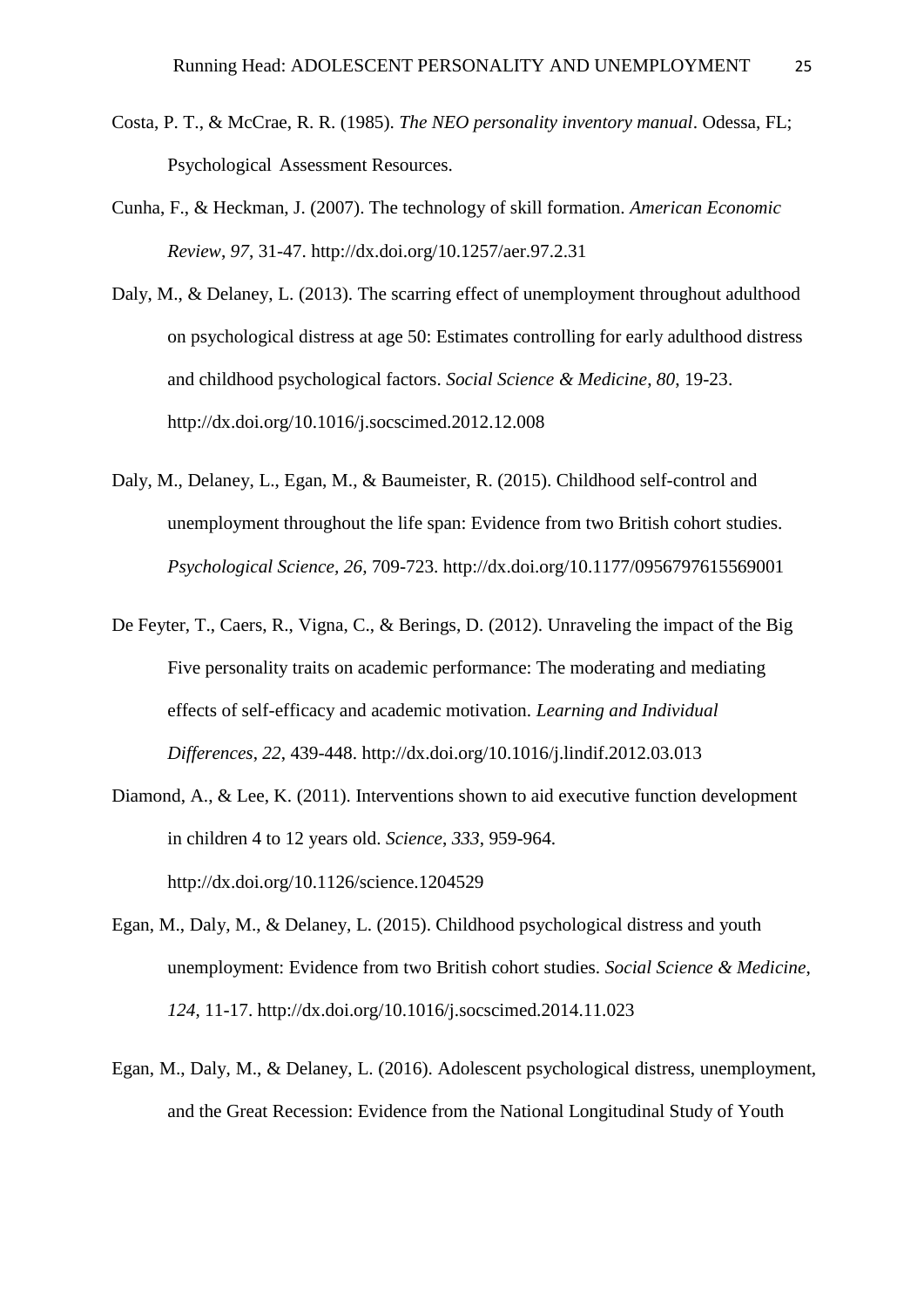Costa, P. T., & McCrae, R. R. (1985). *The NEO personality inventory manual*. Odessa, FL; Psychological Assessment Resources.

Cunha, F., & Heckman, J. (2007). The technology of skill formation. *American Economic Review*, *97*, 31-47. http://dx.doi.org/10.1257/aer.97.2.31

Daly, M., & Delaney, L. (2013). The scarring effect of unemployment throughout adulthood on psychological distress at age 50: Estimates controlling for early adulthood distress and childhood psychological factors. *Social Science & Medicine*, *80*, 19-23. http://dx.doi.org/10.1016/j.socscimed.2012.12.008

Daly, M., Delaney, L., Egan, M., & Baumeister, R. (2015). Childhood self-control and unemployment throughout the life span: Evidence from two British cohort studies. *Psychological Science, 26*, 709-723. http://dx.doi.org/10.1177/0956797615569001

De Feyter, T., Caers, R., Vigna, C., & Berings, D. (2012). Unraveling the impact of the Big Five personality traits on academic performance: The moderating and mediating effects of self-efficacy and academic motivation. *Learning and Individual Differences*, *22*, 439-448. http://dx.doi.org/10.1016/j.lindif.2012.03.013

Diamond, A., & Lee, K. (2011). Interventions shown to aid executive function development in children 4 to 12 years old. *Science*, *333*, 959-964. http://dx.doi.org/10.1126/science.1204529

Egan, M., Daly, M., & Delaney, L. (2015). Childhood psychological distress and youth unemployment: Evidence from two British cohort studies. *Social Science & Medicine*, *124*, 11-17. http://dx.doi.org/10.1016/j.socscimed.2014.11.023

Egan, M., Daly, M., & Delaney, L. (2016). Adolescent psychological distress, unemployment, and the Great Recession: Evidence from the National Longitudinal Study of Youth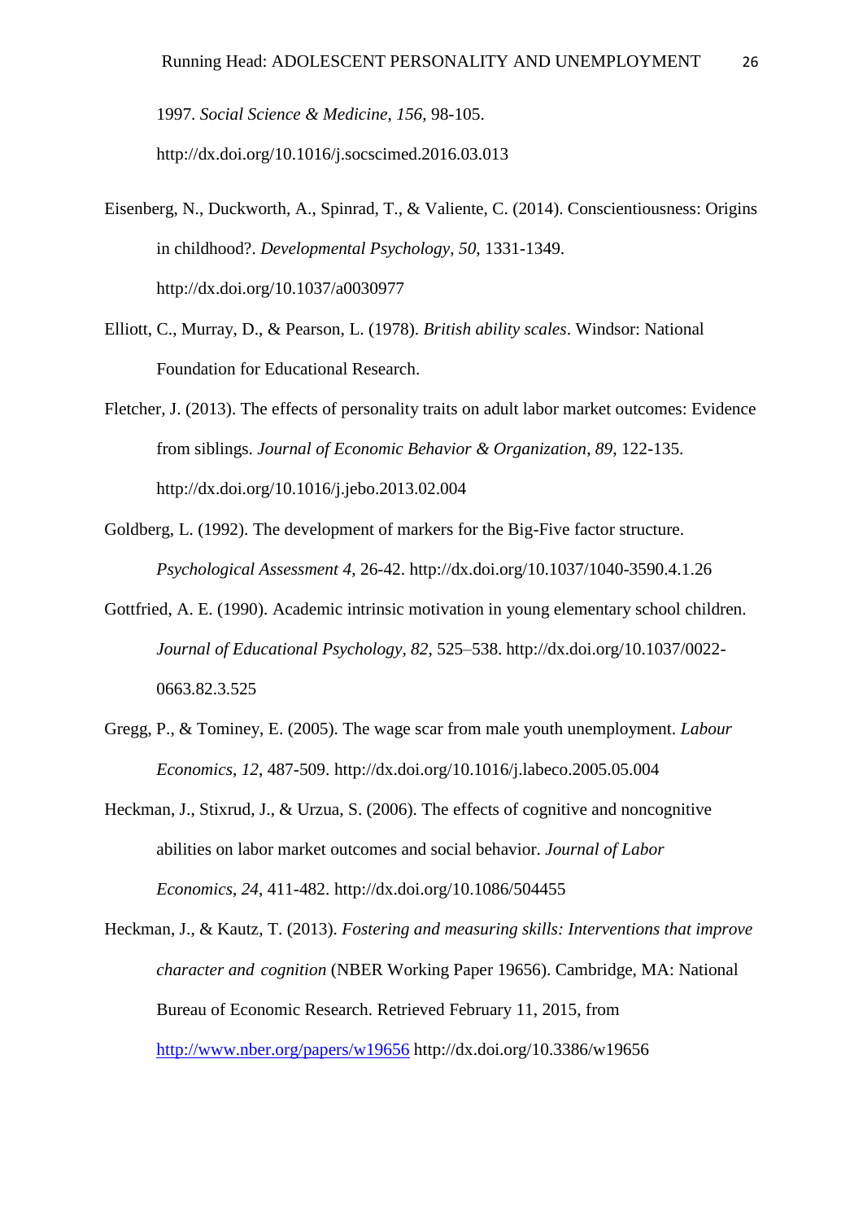1997. *Social Science & Medicine*, *156*, 98-105. http://dx.doi.org/10.1016/j.socscimed.2016.03.013

Eisenberg, N., Duckworth, A., Spinrad, T., & Valiente, C. (2014). Conscientiousness: Origins in childhood?. *Developmental Psychology*, *50*, 1331-1349. http://dx.doi.org/10.1037/a0030977

Elliott, C., Murray, D., & Pearson, L. (1978). *British ability scales*. Windsor: National Foundation for Educational Research.

Fletcher, J. (2013). The effects of personality traits on adult labor market outcomes: Evidence from siblings. *Journal of Economic Behavior & Organization*, *89*, 122-135. http://dx.doi.org/10.1016/j.jebo.2013.02.004

Goldberg, L. (1992). The development of markers for the Big-Five factor structure. *Psychological Assessment 4*, 26-42. http://dx.doi.org/10.1037/1040-3590.4.1.26

Gottfried, A. E. (1990). Academic intrinsic motivation in young elementary school children. *Journal of Educational Psychology, 82,* 525–538. http://dx.doi.org/10.1037/0022-0663.82.3.525

Gregg, P., & Tominey, E. (2005). The wage scar from male youth unemployment. *Labour Economics*, *12*, 487-509. http://dx.doi.org/10.1016/j.labeco.2005.05.004

Heckman, J., Stixrud, J., & Urzua, S. (2006). The effects of cognitive and noncognitive abilities on labor market outcomes and social behavior. *Journal of Labor Economics*, *24*, 411-482. http://dx.doi.org/10.1086/504455

Heckman, J., & Kautz, T. (2013). *Fostering and measuring skills: Interventions that improve character and cognition* (NBER Working Paper 19656). Cambridge, MA: National Bureau of Economic Research. Retrieved February 11, 2015, from http://www.nber.org/papers/w19656 http://dx.doi.org/10.3386/w19656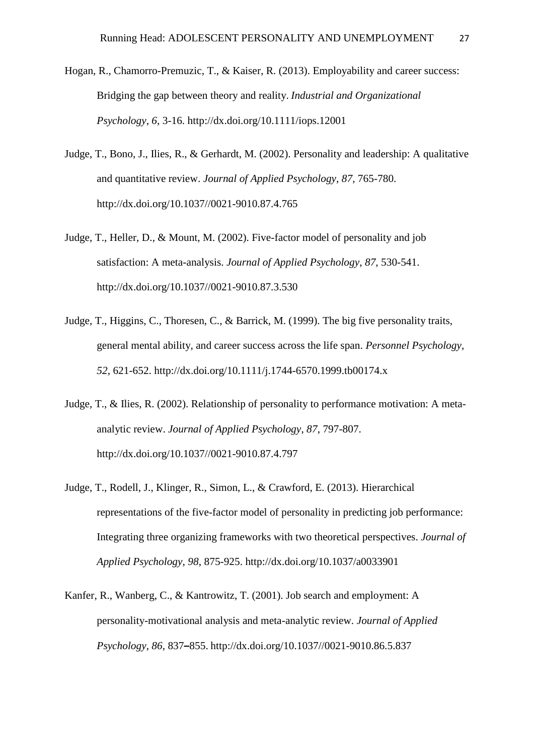Hogan, R., Chamorro-Premuzic, T., & Kaiser, R. (2013). Employability and career success: Bridging the gap between theory and reality. *Industrial and Organizational Psychology*, *6*, 3-16. http://dx.doi.org/10.1111/iops.12001

Judge, T., Bono, J., Ilies, R., & Gerhardt, M. (2002). Personality and leadership: A qualitative and quantitative review. *Journal of Applied Psychology*, *87*, 765-780. http://dx.doi.org/10.1037//0021-9010.87.4.765

Judge, T., Heller, D., & Mount, M. (2002). Five-factor model of personality and job satisfaction: A meta-analysis. *Journal of Applied Psychology*, *87*, 530-541. http://dx.doi.org/10.1037//0021-9010.87.3.530

Judge, T., Higgins, C., Thoresen, C., & Barrick, M. (1999). The big five personality traits, general mental ability, and career success across the life span. *Personnel Psychology*, *52*, 621-652. http://dx.doi.org/10.1111/j.1744-6570.1999.tb00174.x

Judge, T., & Ilies, R. (2002). Relationship of personality to performance motivation: A meta-analytic review. *Journal of Applied Psychology*, *87*, 797-807. http://dx.doi.org/10.1037//0021-9010.87.4.797

Judge, T., Rodell, J., Klinger, R., Simon, L., & Crawford, E. (2013). Hierarchical representations of the five-factor model of personality in predicting job performance: Integrating three organizing frameworks with two theoretical perspectives. *Journal of Applied Psychology*, *98*, 875-925. http://dx.doi.org/10.1037/a0033901

Kanfer, R., Wanberg, C., & Kantrowitz, T. (2001). Job search and employment: A personality-motivational analysis and meta-analytic review. *Journal of Applied Psychology*, *86*, 837–855. http://dx.doi.org/10.1037//0021-9010.86.5.837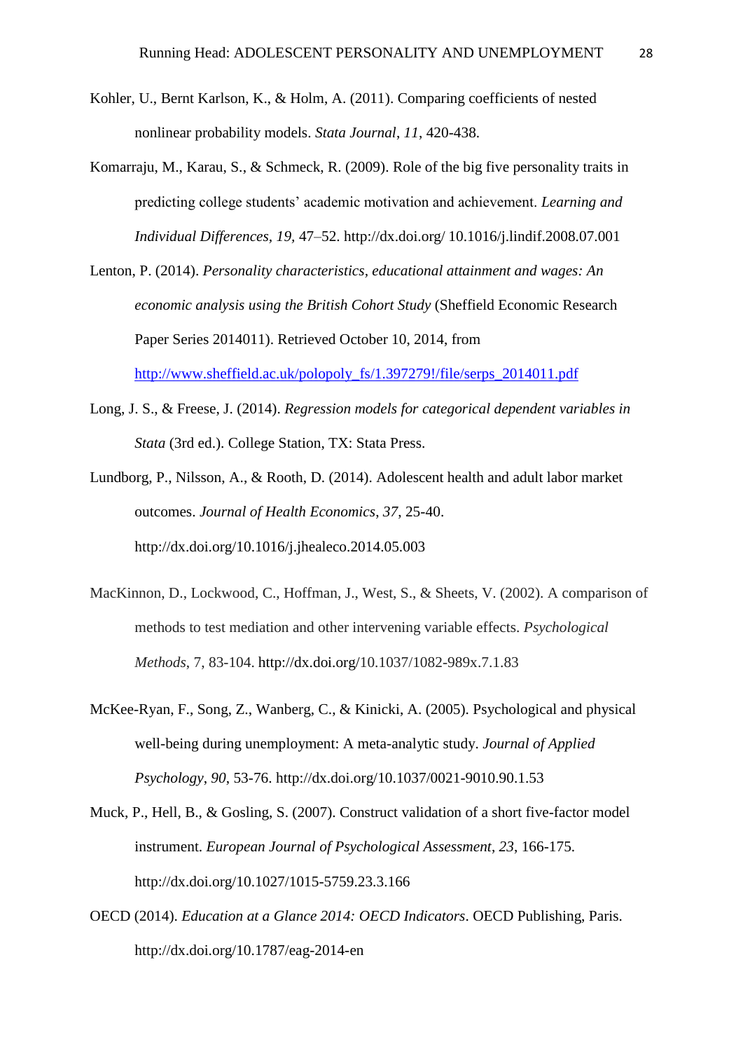Kohler, U., Bernt Karlson, K., & Holm, A. (2011). Comparing coefficients of nested nonlinear probability models. *Stata Journal*, *11*, 420-438.

Komarraju, M., Karau, S., & Schmeck, R. (2009). Role of the big five personality traits in predicting college students' academic motivation and achievement. *Learning and Individual Differences*, *19*, 47–52. http://dx.doi.org/ 10.1016/j.lindif.2008.07.001

Lenton, P. (2014). *Personality characteristics, educational attainment and wages: An economic analysis using the British Cohort Study* (Sheffield Economic Research Paper Series 2014011). Retrieved October 10, 2014, from http://www.sheffield.ac.uk/polopoly_fs/1.397279!/file/serps_2014011.pdf

Long, J. S., & Freese, J. (2014). *Regression models for categorical dependent variables in Stata* (3rd ed.). College Station, TX: Stata Press.

Lundborg, P., Nilsson, A., & Rooth, D. (2014). Adolescent health and adult labor market outcomes. *Journal of Health Economics*, *37*, 25-40. http://dx.doi.org/10.1016/j.jhealeco.2014.05.003

MacKinnon, D., Lockwood, C., Hoffman, J., West, S., & Sheets, V. (2002). A comparison of methods to test mediation and other intervening variable effects. *Psychological Methods*, 7, 83-104. http://dx.doi.org/10.1037/1082-989x.7.1.83

McKee-Ryan, F., Song, Z., Wanberg, C., & Kinicki, A. (2005). Psychological and physical well-being during unemployment: A meta-analytic study. *Journal of Applied Psychology*, *90*, 53-76. http://dx.doi.org/10.1037/0021-9010.90.1.53

Muck, P., Hell, B., & Gosling, S. (2007). Construct validation of a short five-factor model instrument. *European Journal of Psychological Assessment*, *23*, 166-175. http://dx.doi.org/10.1027/1015-5759.23.3.166

OECD (2014). *Education at a Glance 2014: OECD Indicators*. OECD Publishing, Paris. http://dx.doi.org/10.1787/eag-2014-en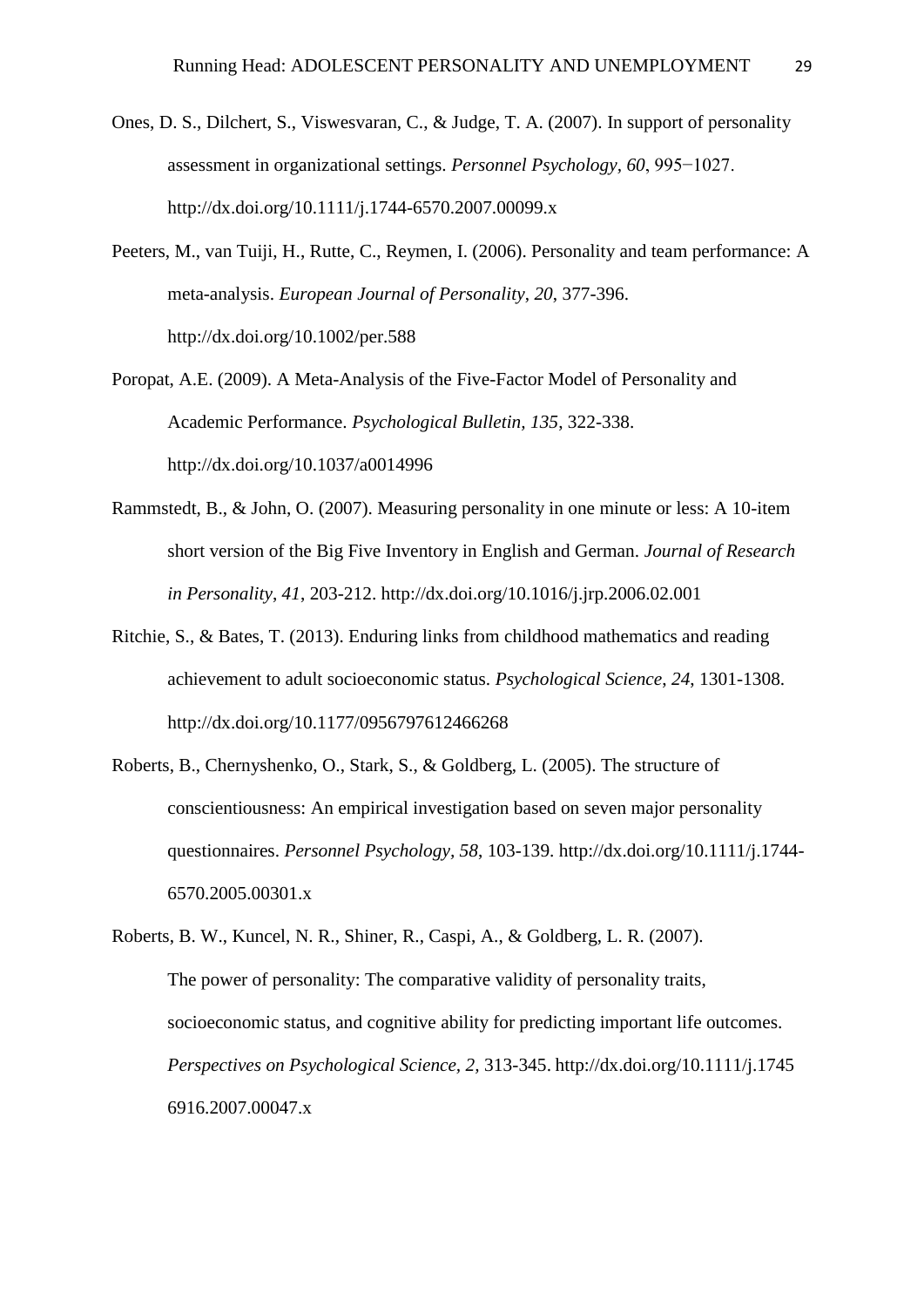Ones, D. S., Dilchert, S., Viswesvaran, C., & Judge, T. A. (2007). In support of personality assessment in organizational settings. *Personnel Psychology*, *60*, 995−1027. http://dx.doi.org/10.1111/j.1744-6570.2007.00099.x

Peeters, M., van Tuiji, H., Rutte, C., Reymen, I. (2006). Personality and team performance: A meta-analysis. *European Journal of Personality*, *20*, 377-396. http://dx.doi.org/10.1002/per.588

Poropat, A.E. (2009). A Meta-Analysis of the Five-Factor Model of Personality and Academic Performance. *Psychological Bulletin*, *135*, 322-338. http://dx.doi.org/10.1037/a0014996

Rammstedt, B., & John, O. (2007). Measuring personality in one minute or less: A 10-item short version of the Big Five Inventory in English and German. *Journal of Research in Personality*, *41*, 203-212. http://dx.doi.org/10.1016/j.jrp.2006.02.001

Ritchie, S., & Bates, T. (2013). Enduring links from childhood mathematics and reading achievement to adult socioeconomic status. *Psychological Science*, *24*, 1301-1308. http://dx.doi.org/10.1177/0956797612466268

Roberts, B., Chernyshenko, O., Stark, S., & Goldberg, L. (2005). The structure of conscientiousness: An empirical investigation based on seven major personality questionnaires. *Personnel Psychology*, *58*, 103-139. http://dx.doi.org/10.1111/j.1744-6570.2005.00301.x

Roberts, B. W., Kuncel, N. R., Shiner, R., Caspi, A., & Goldberg, L. R. (2007). The power of personality: The comparative validity of personality traits, socioeconomic status, and cognitive ability for predicting important life outcomes. *Perspectives on Psychological Science*, *2*, 313-345. http://dx.doi.org/10.1111/j.1745 6916.2007.00047.x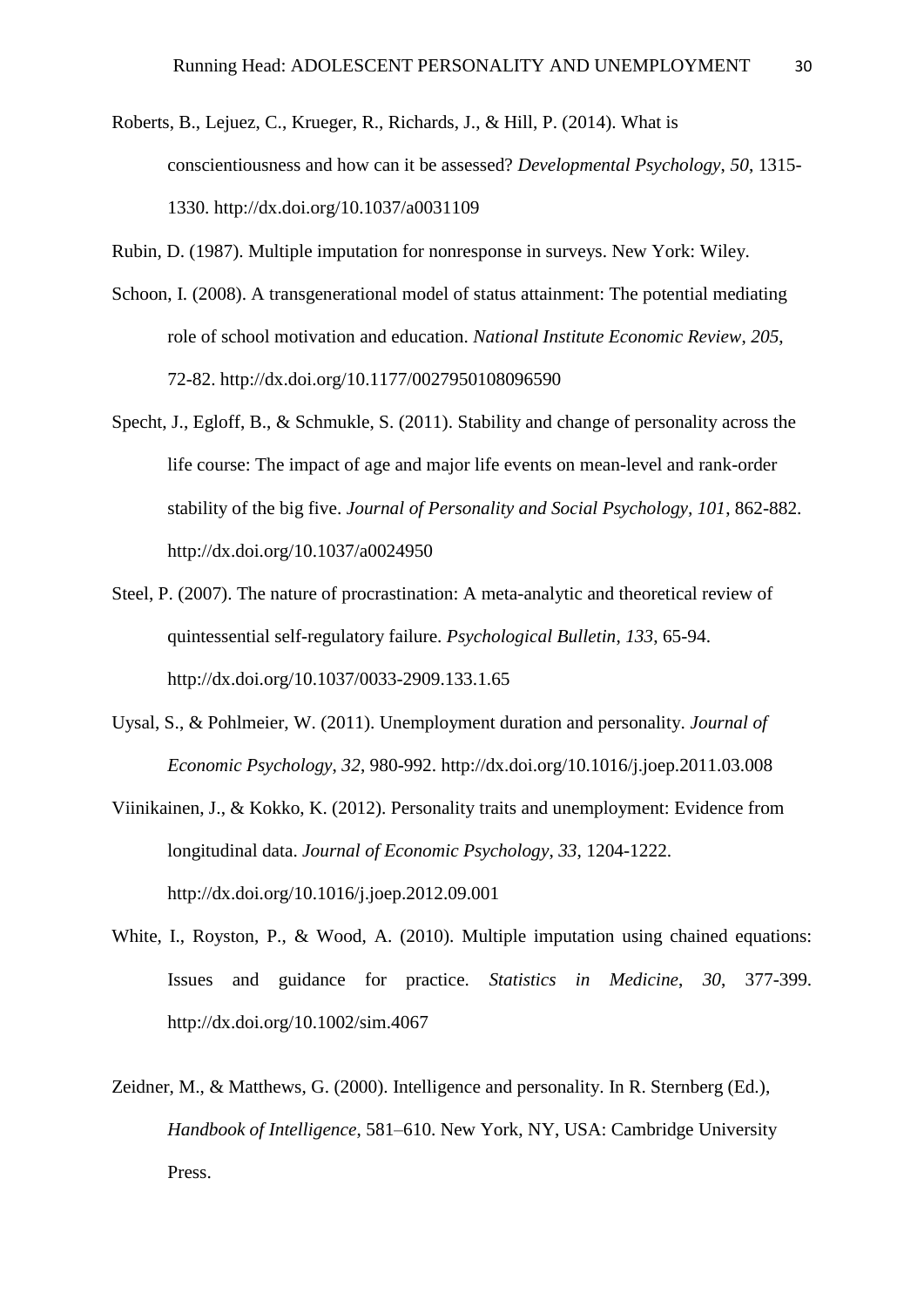Roberts, B., Lejuez, C., Krueger, R., Richards, J., & Hill, P. (2014). What is conscientiousness and how can it be assessed? *Developmental Psychology*, *50*, 1315-1330. http://dx.doi.org/10.1037/a0031109

Rubin, D. (1987). Multiple imputation for nonresponse in surveys. New York: Wiley.

Schoon, I. (2008). A transgenerational model of status attainment: The potential mediating role of school motivation and education. *National Institute Economic Review*, *205*, 72-82. http://dx.doi.org/10.1177/0027950108096590

Specht, J., Egloff, B., & Schmukle, S. (2011). Stability and change of personality across the life course: The impact of age and major life events on mean-level and rank-order stability of the big five. *Journal of Personality and Social Psychology, 101*, 862-882. http://dx.doi.org/10.1037/a0024950

Steel, P. (2007). The nature of procrastination: A meta-analytic and theoretical review of quintessential self-regulatory failure. *Psychological Bulletin*, *133*, 65-94. http://dx.doi.org/10.1037/0033-2909.133.1.65

Uysal, S., & Pohlmeier, W. (2011). Unemployment duration and personality. *Journal of Economic Psychology*, *32*, 980-992. http://dx.doi.org/10.1016/j.joep.2011.03.008

Viinikainen, J., & Kokko, K. (2012). Personality traits and unemployment: Evidence from longitudinal data. *Journal of Economic Psychology*, *33*, 1204-1222. http://dx.doi.org/10.1016/j.joep.2012.09.001

White, I., Royston, P., & Wood, A. (2010). Multiple imputation using chained equations: Issues and guidance for practice. *Statistics in Medicine*, *30*, 377-399. http://dx.doi.org/10.1002/sim.4067

Zeidner, M., & Matthews, G. (2000). Intelligence and personality. In R. Sternberg (Ed.), *Handbook of Intelligence*, 581–610. New York, NY, USA: Cambridge University Press.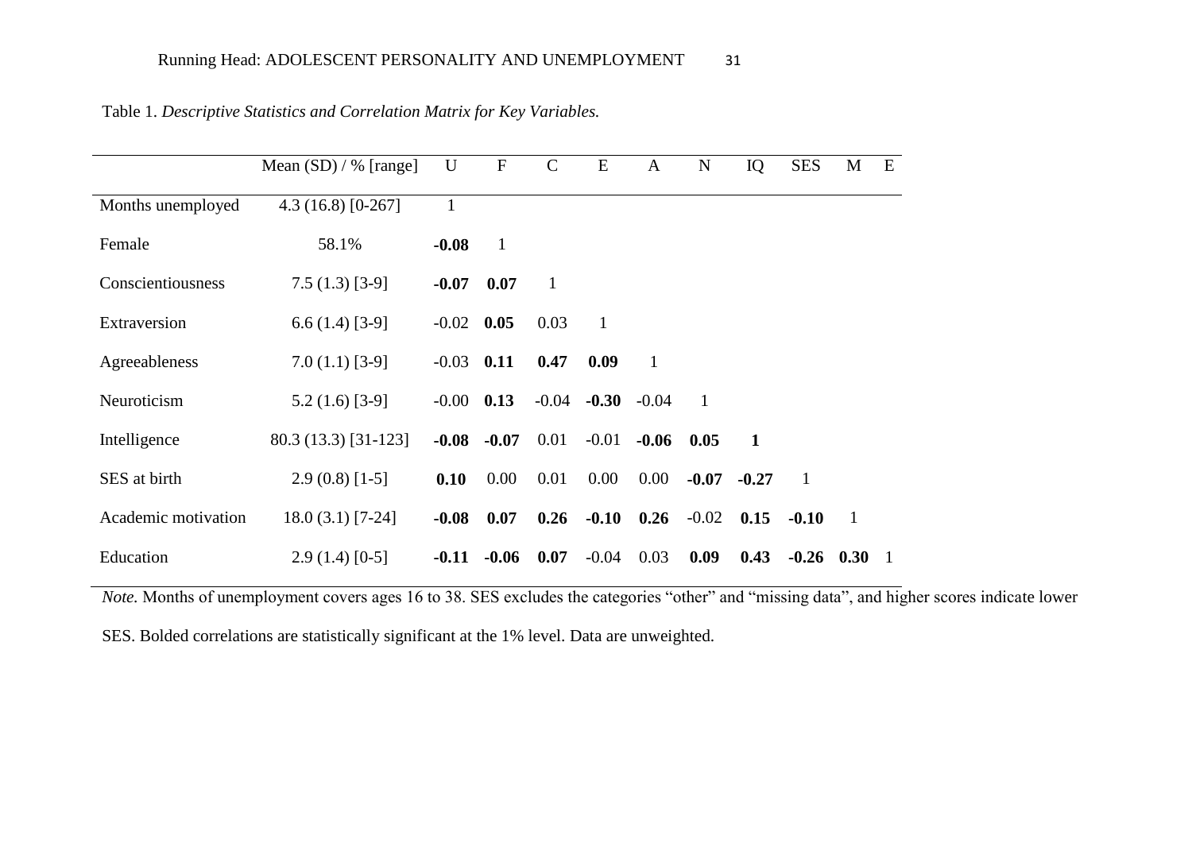Table 1. *Descriptive Statistics and Correlation Matrix for Key Variables.*

| | Mean (SD) / % [range] | U | F | C | E | A | N | IQ | SES | M | E |
|---|---|---|---|---|---|---|---|---|---|---|---|
| Months unemployed | 4.3 (16.8) [0-267] | 1 | | | | | | | | | |
| Female | 58.1% | **-0.08** | 1 | | | | | | | | |
| Conscientiousness | 7.5 (1.3) [3-9] | **-0.07** | **0.07** | 1 | | | | | | | |
| Extraversion | 6.6 (1.4) [3-9] | -0.02 | **0.05** | 0.03 | 1 | | | | | | |
| Agreeableness | 7.0 (1.1) [3-9] | -0.03 | **0.11** | **0.47** | **0.09** | 1 | | | | | |
| Neuroticism | 5.2 (1.6) [3-9] | -0.00 | **0.13** | -0.04 | **-0.30** | -0.04 | 1 | | | | |
| Intelligence | 80.3 (13.3) [31-123] | **-0.08** | **-0.07** | 0.01 | -0.01 | **-0.06** | **0.05** | **1** | | | |
| SES at birth | 2.9 (0.8) [1-5] | **0.10** | 0.00 | 0.01 | 0.00 | 0.00 | **-0.07** | **-0.27** | 1 | | |
| Academic motivation | 18.0 (3.1) [7-24] | **-0.08** | **0.07** | **0.26** | **-0.10** | **0.26** | -0.02 | **0.15** | **-0.10** | 1 | |
| Education | 2.9 (1.4) [0-5] | **-0.11** | **-0.06** | **0.07** | -0.04 | 0.03 | **0.09** | **0.43** | **-0.26** | **0.30** | 1 |

*Note.* Months of unemployment covers ages 16 to 38. SES excludes the categories "other" and "missing data", and higher scores indicate lower SES. Bolded correlations are statistically significant at the 1% level. Data are unweighted.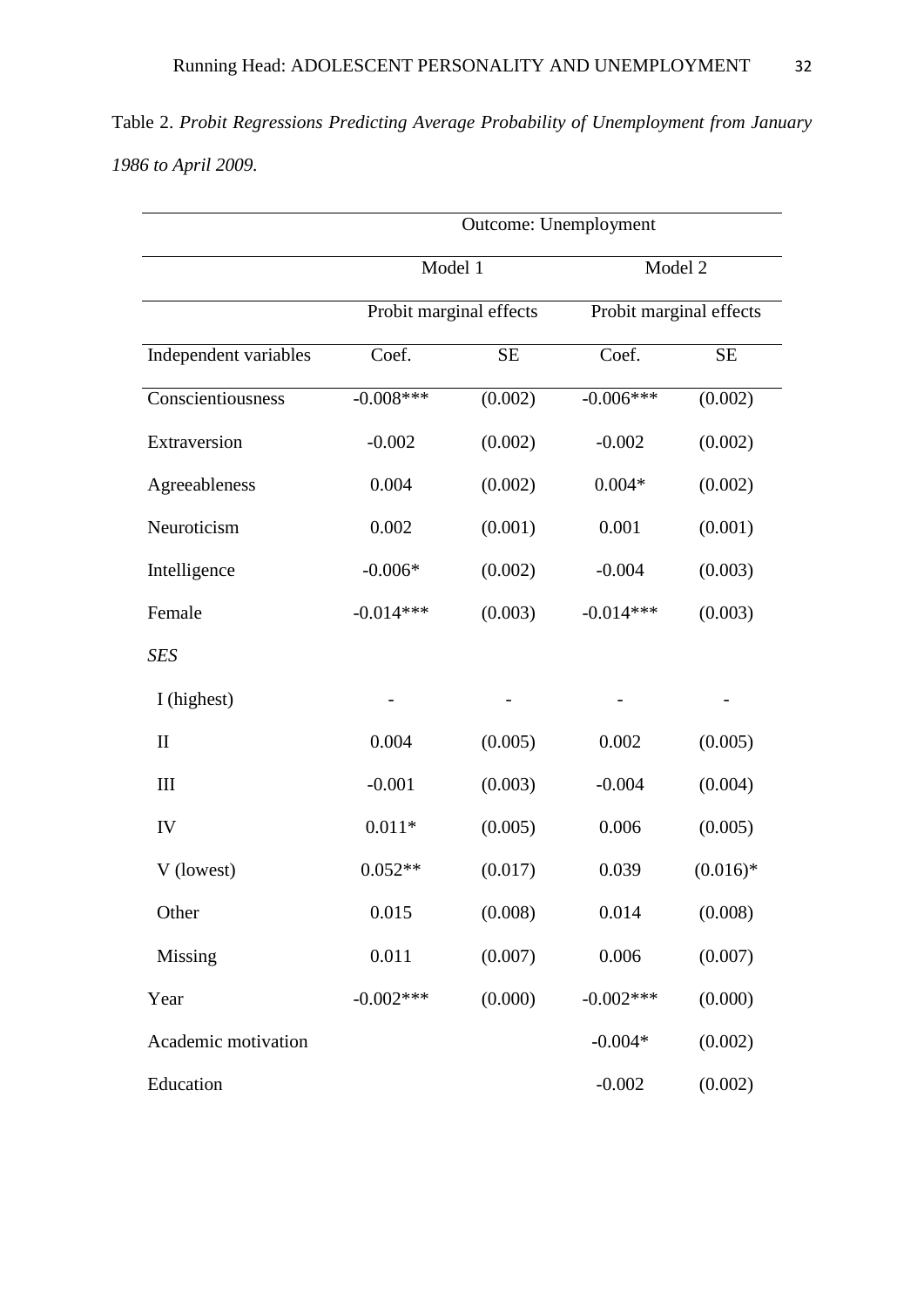Table 2. *Probit Regressions Predicting Average Probability of Unemployment from January 1986 to April 2009.*

| | Outcome: Unemployment | | | |
|---|---|---|---|---|
| | Model 1 | | Model 2 | |
| | Probit marginal effects | | Probit marginal effects | |
| Independent variables | Coef. | SE | Coef. | SE |
| Conscientiousness | -0.008*** | (0.002) | -0.006*** | (0.002) |
| Extraversion | -0.002 | (0.002) | -0.002 | (0.002) |
| Agreeableness | 0.004 | (0.002) | 0.004* | (0.002) |
| Neuroticism | 0.002 | (0.001) | 0.001 | (0.001) |
| Intelligence | -0.006* | (0.002) | -0.004 | (0.003) |
| Female | -0.014*** | (0.003) | -0.014*** | (0.003) |
| *SES* | | | | |
| I (highest) | - | - | - | - |
| II | 0.004 | (0.005) | 0.002 | (0.005) |
| III | -0.001 | (0.003) | -0.004 | (0.004) |
| IV | 0.011* | (0.005) | 0.006 | (0.005) |
| V (lowest) | 0.052** | (0.017) | 0.039 | (0.016)* |
| Other | 0.015 | (0.008) | 0.014 | (0.008) |
| Missing | 0.011 | (0.007) | 0.006 | (0.007) |
| Year | -0.002*** | (0.000) | -0.002*** | (0.000) |
| Academic motivation | | | -0.004* | (0.002) |
| Education | | | -0.002 | (0.002) |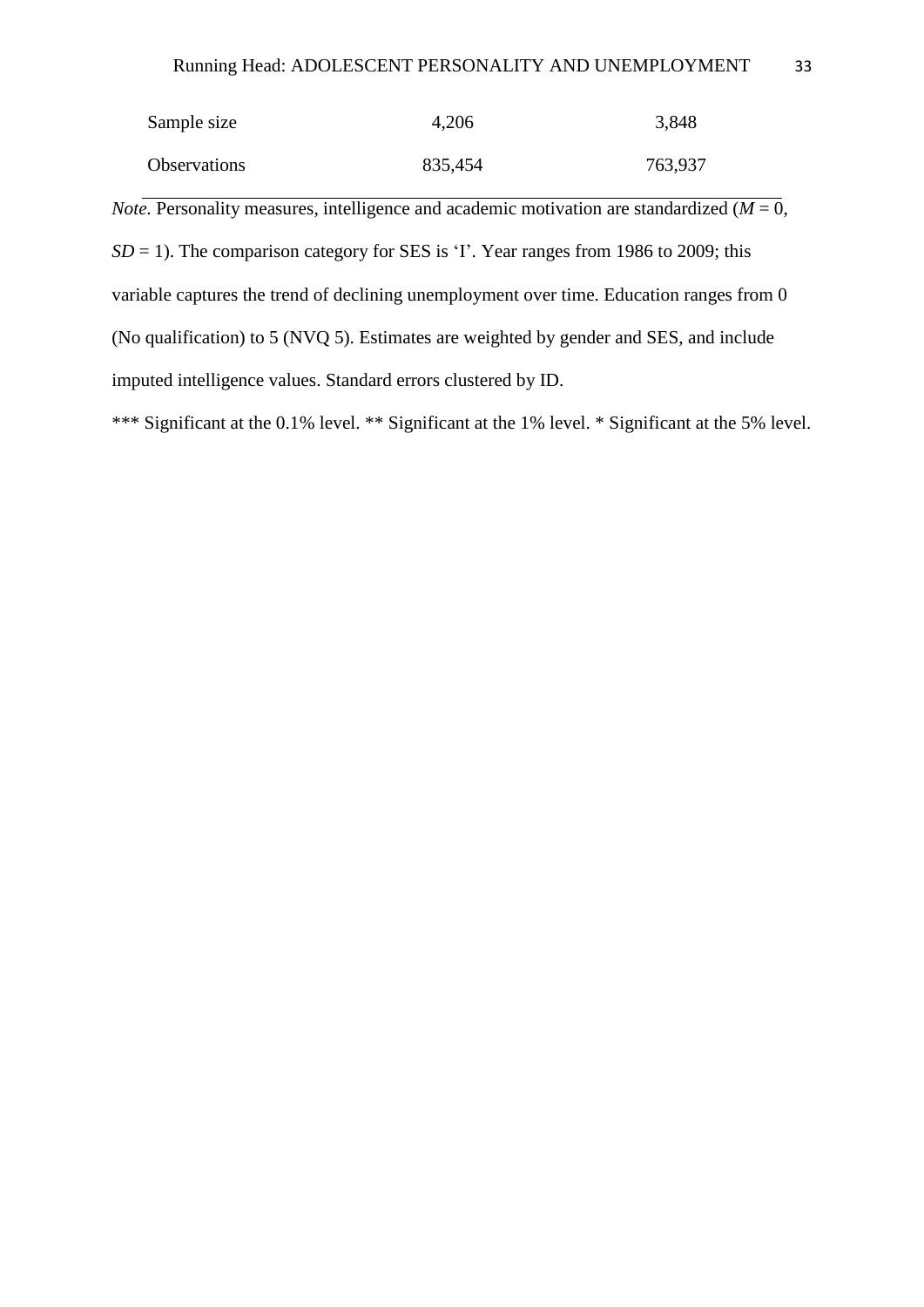| | | |
|---|---|---|
| Sample size | 4,206 | 3,848 |
| Observations | 835,454 | 763,937 |

*Note.* Personality measures, intelligence and academic motivation are standardized ($M = 0$, $SD = 1$). The comparison category for SES is ‘I’. Year ranges from 1986 to 2009; this variable captures the trend of declining unemployment over time. Education ranges from 0 (No qualification) to 5 (NVQ 5). Estimates are weighted by gender and SES, and include imputed intelligence values. Standard errors clustered by ID.

*** Significant at the 0.1% level. ** Significant at the 1% level. * Significant at the 5% level.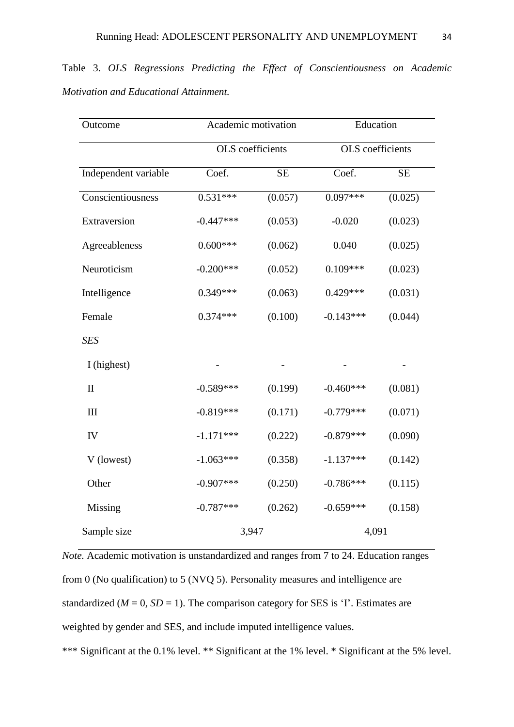Table 3. *OLS Regressions Predicting the Effect of Conscientiousness on Academic Motivation and Educational Attainment.*

| Outcome | Academic motivation | | Education | |
|---|---|---|---|---|
| | OLS coefficients | | OLS coefficients | |
| Independent variable | Coef. | SE | Coef. | SE |
| Conscientiousness | 0.531*** | (0.057) | 0.097*** | (0.025) |
| Extraversion | -0.447*** | (0.053) | -0.020 | (0.023) |
| Agreeableness | 0.600*** | (0.062) | 0.040 | (0.025) |
| Neuroticism | -0.200*** | (0.052) | 0.109*** | (0.023) |
| Intelligence | 0.349*** | (0.063) | 0.429*** | (0.031) |
| Female | 0.374*** | (0.100) | -0.143*** | (0.044) |
| *SES* | | | | |
| I (highest) | - | - | - | - |
| II | -0.589*** | (0.199) | -0.460*** | (0.081) |
| III | -0.819*** | (0.171) | -0.779*** | (0.071) |
| IV | -1.171*** | (0.222) | -0.879*** | (0.090) |
| V (lowest) | -1.063*** | (0.358) | -1.137*** | (0.142) |
| Other | -0.907*** | (0.250) | -0.786*** | (0.115) |
| Missing | -0.787*** | (0.262) | -0.659*** | (0.158) |
| Sample size | 3,947 | | 4,091 | |

*Note.* Academic motivation is unstandardized and ranges from 7 to 24. Education ranges from 0 (No qualification) to 5 (NVQ 5). Personality measures and intelligence are standardized ($M = 0$, $SD = 1$). The comparison category for SES is 'I'. Estimates are weighted by gender and SES, and include imputed intelligence values.

*** Significant at the 0.1% level. ** Significant at the 1% level. * Significant at the 5% level.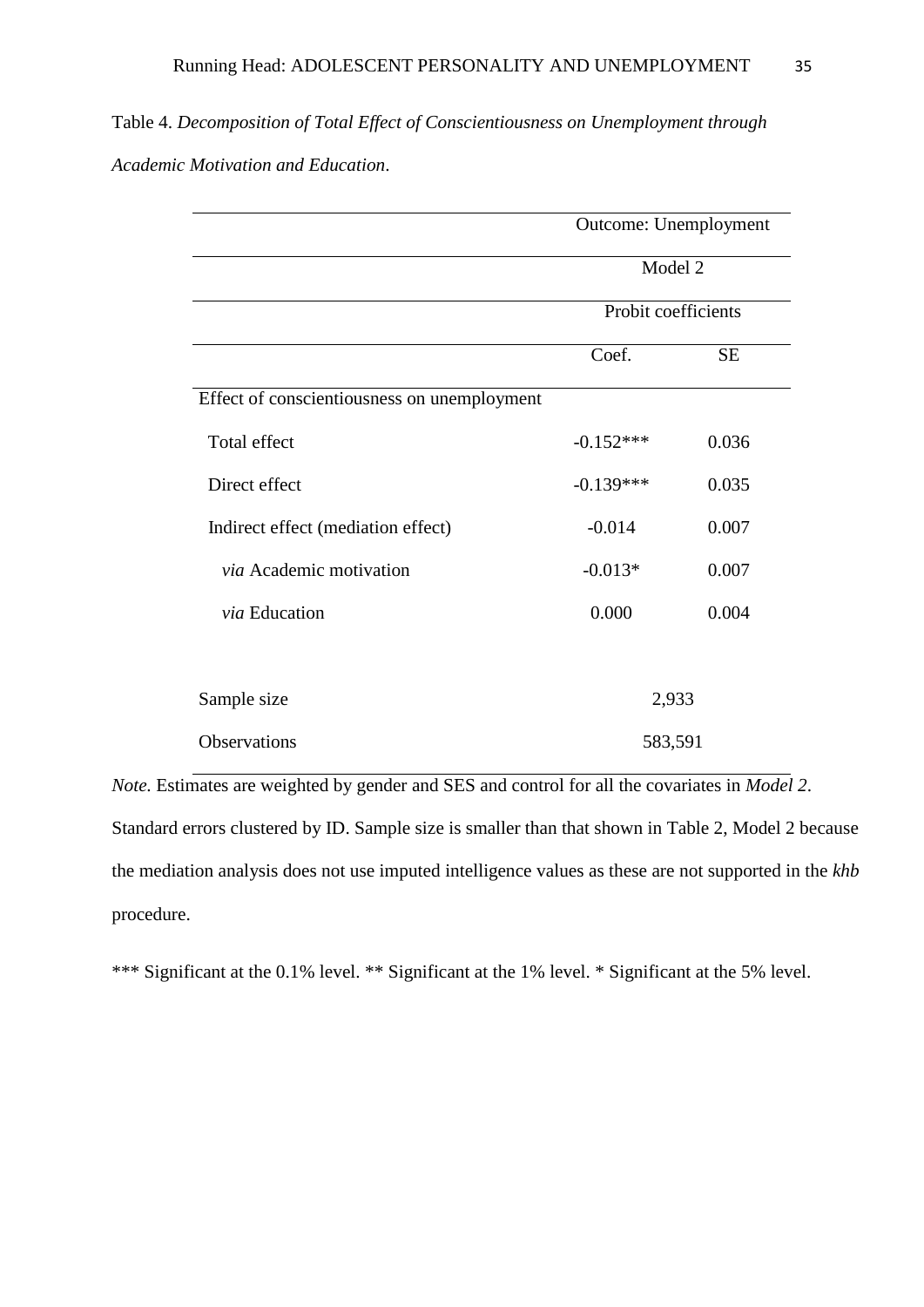Table 4. *Decomposition of Total Effect of Conscientiousness on Unemployment through Academic Motivation and Education*.

| | Outcome: Unemployment | |
|---|---|---|
| | Model 2 | |
| | Probit coefficients | |
| | Coef. | SE |
| Effect of conscientiousness on unemployment | | |
| Total effect | -0.152*** | 0.036 |
| Direct effect | -0.139*** | 0.035 |
| Indirect effect (mediation effect) | -0.014 | 0.007 |
| *via* Academic motivation | -0.013* | 0.007 |
| *via* Education | 0.000 | 0.004 |
| | | |
| Sample size | 2,933 | |
| Observations | 583,591 | |

*Note.* Estimates are weighted by gender and SES and control for all the covariates in *Model 2*. Standard errors clustered by ID. Sample size is smaller than that shown in Table 2, Model 2 because the mediation analysis does not use imputed intelligence values as these are not supported in the *khb* procedure.

*** Significant at the 0.1% level. ** Significant at the 1% level. * Significant at the 5% level.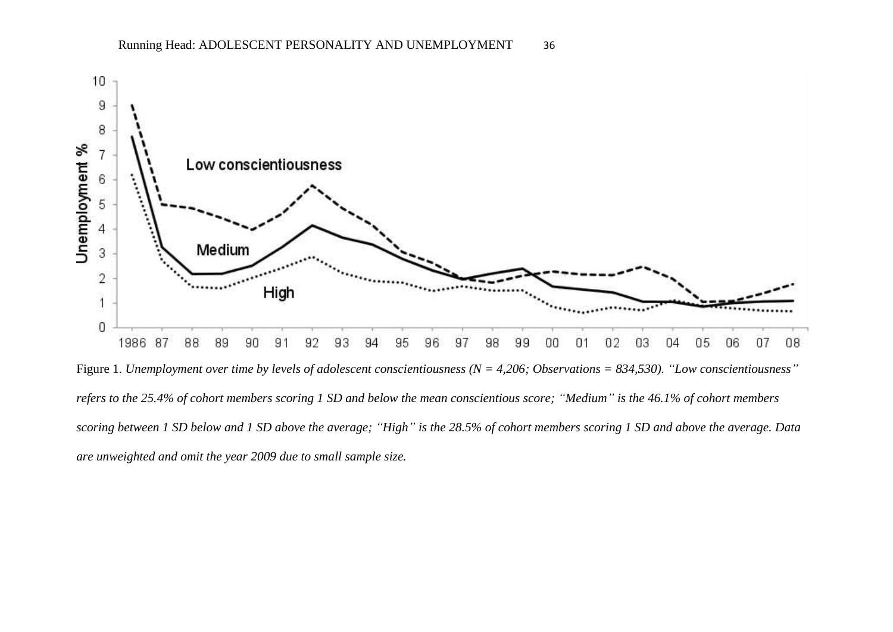10
9
8
7
6
5
4
3
2
1
0

Unemployment %

Low conscientiousness

Medium

High

1986 87 88 89 90 91 92 93 94 95 96 97 98 99 00 01 02 03 04 05 06 07 08

Figure 1. *Unemployment over time by levels of adolescent conscientiousness (N = 4,206; Observations = 834,530). "Low conscientiousness" refers to the 25.4% of cohort members scoring 1 SD and below the mean conscientious score; "Medium" is the 46.1% of cohort members scoring between 1 SD below and 1 SD above the average; "High" is the 28.5% of cohort members scoring 1 SD and above the average. Data are unweighted and omit the year 2009 due to small sample size.*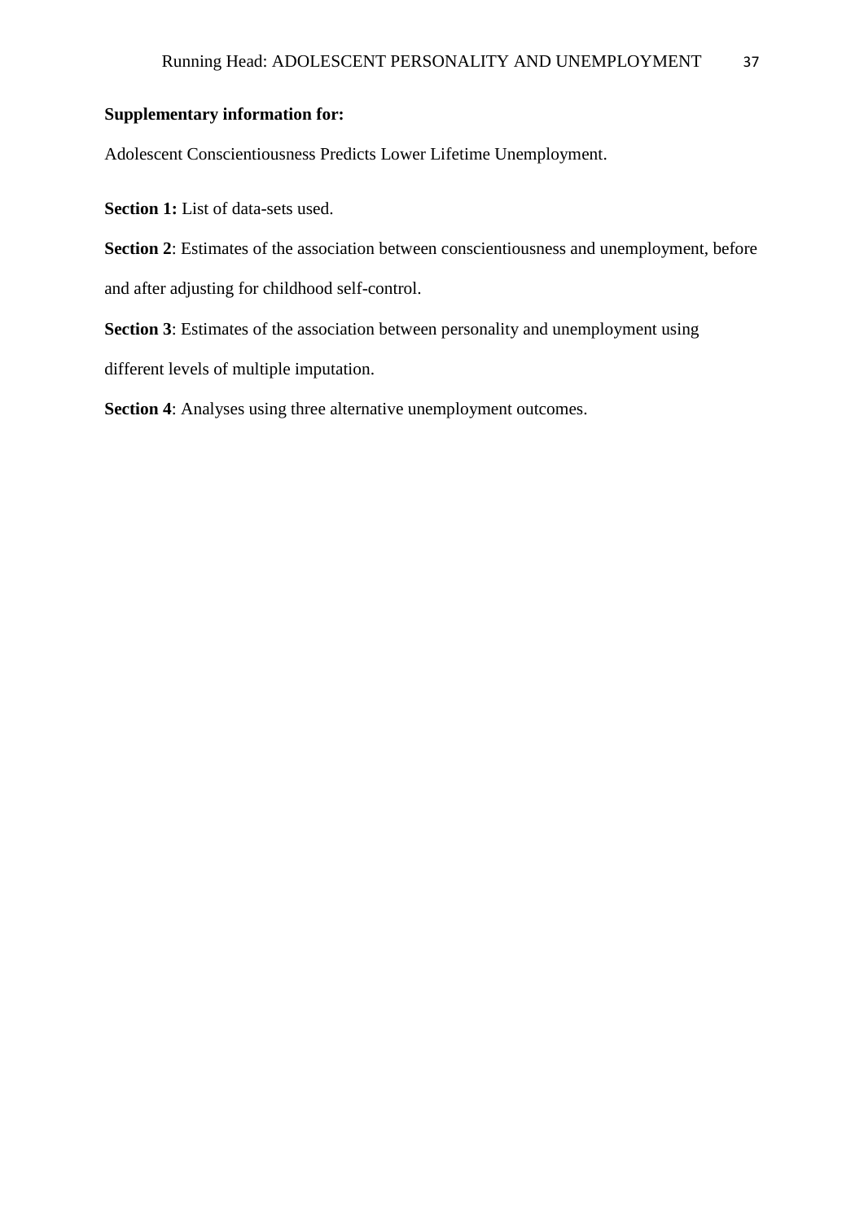**Supplementary information for:**

Adolescent Conscientiousness Predicts Lower Lifetime Unemployment.

**Section 1:** List of data-sets used.

**Section 2**: Estimates of the association between conscientiousness and unemployment, before and after adjusting for childhood self-control.

**Section 3**: Estimates of the association between personality and unemployment using different levels of multiple imputation.

**Section 4**: Analyses using three alternative unemployment outcomes.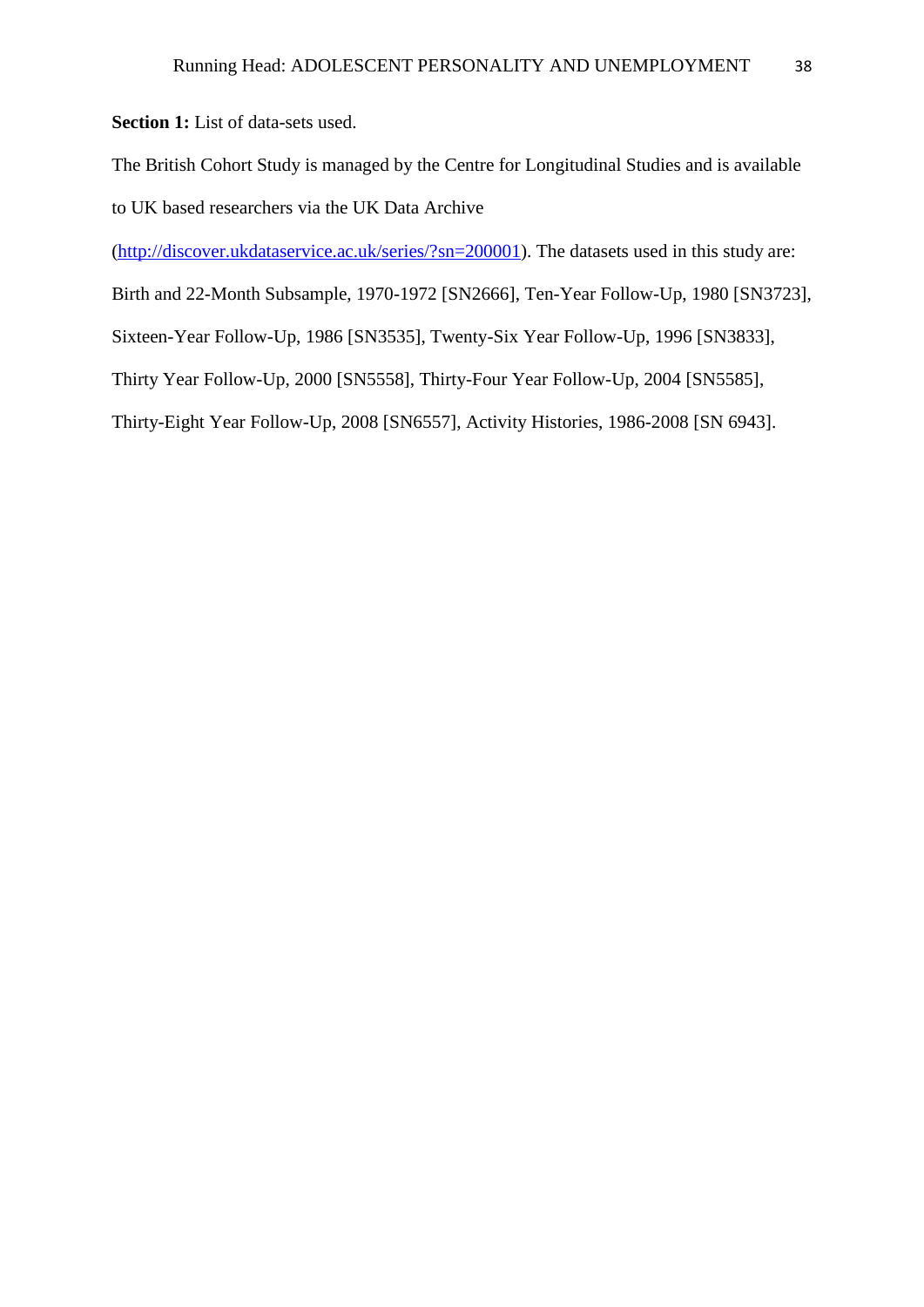**Section 1:** List of data-sets used.

The British Cohort Study is managed by the Centre for Longitudinal Studies and is available to UK based researchers via the UK Data Archive (http://discover.ukdataservice.ac.uk/series/?sn=200001). The datasets used in this study are: Birth and 22-Month Subsample, 1970-1972 [SN2666], Ten-Year Follow-Up, 1980 [SN3723], Sixteen-Year Follow-Up, 1986 [SN3535], Twenty-Six Year Follow-Up, 1996 [SN3833], Thirty Year Follow-Up, 2000 [SN5558], Thirty-Four Year Follow-Up, 2004 [SN5585], Thirty-Eight Year Follow-Up, 2008 [SN6557], Activity Histories, 1986-2008 [SN 6943].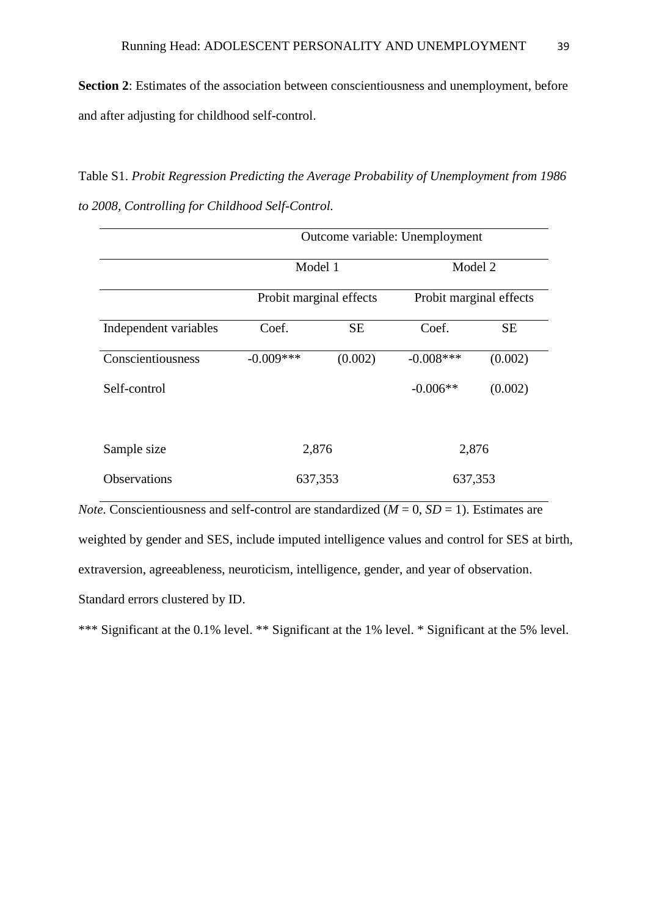**Section 2**: Estimates of the association between conscientiousness and unemployment, before and after adjusting for childhood self-control.

Table S1. *Probit Regression Predicting the Average Probability of Unemployment from 1986 to 2008, Controlling for Childhood Self-Control.*

| | Outcome variable: Unemployment | | | |
|---|---|---|---|---|
| | Model 1 | | Model 2 | |
| | Probit marginal effects | | Probit marginal effects | |
| Independent variables | Coef. | SE | Coef. | SE |
| Conscientiousness | -0.009*** | (0.002) | -0.008*** | (0.002) |
| Self-control | | | -0.006** | (0.002) |
| | | | | |
| Sample size | 2,876 | | 2,876 | |
| Observations | 637,353 | | 637,353 | |

*Note.* Conscientiousness and self-control are standardized ($M = 0$, $SD = 1$). Estimates are weighted by gender and SES, include imputed intelligence values and control for SES at birth, extraversion, agreeableness, neuroticism, intelligence, gender, and year of observation. Standard errors clustered by ID.

*** Significant at the 0.1% level. ** Significant at the 1% level. * Significant at the 5% level.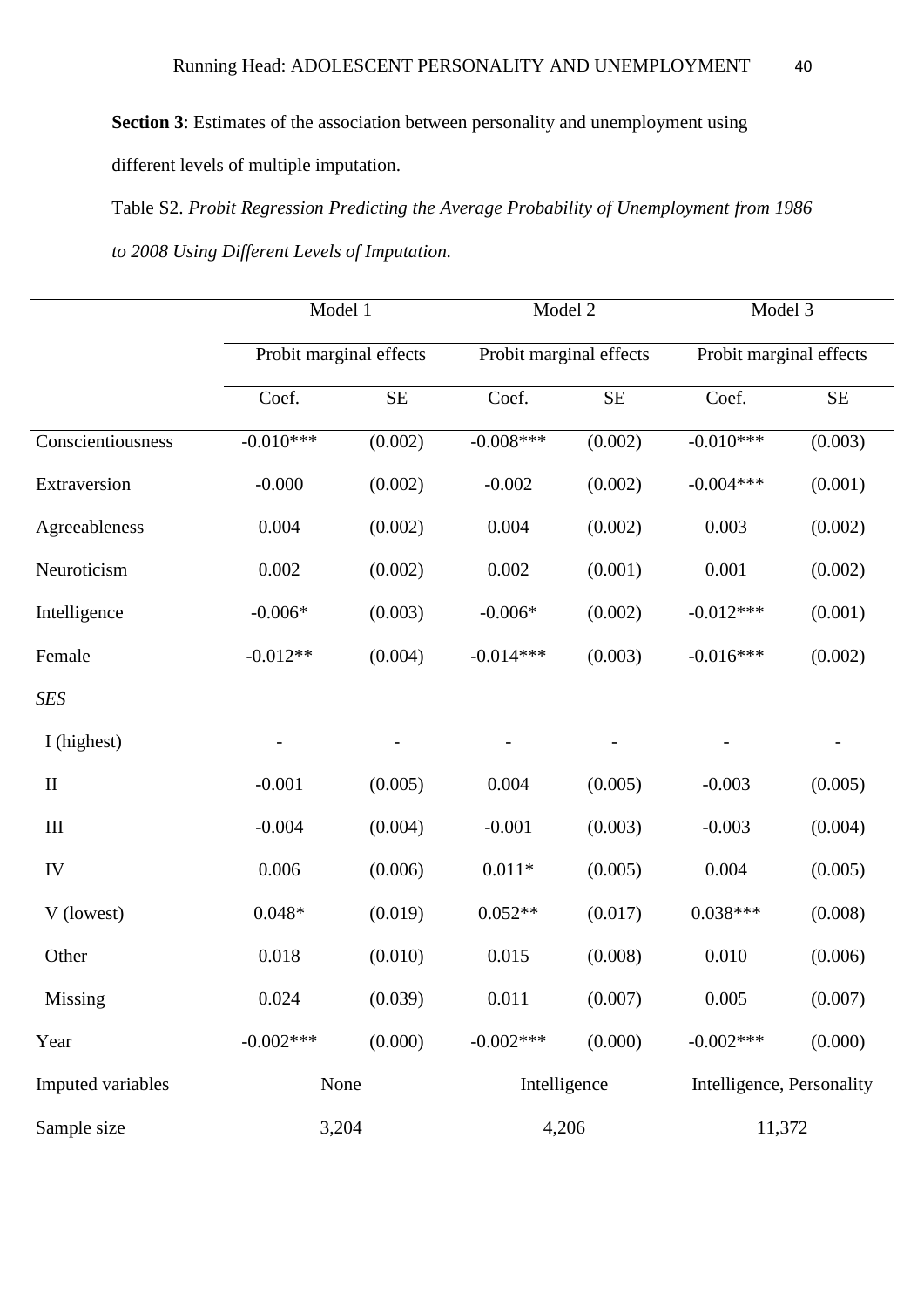**Section 3**: Estimates of the association between personality and unemployment using different levels of multiple imputation.

Table S2. *Probit Regression Predicting the Average Probability of Unemployment from 1986 to 2008 Using Different Levels of Imputation.*

| | Model 1 | | Model 2 | | Model 3 | |
|---|---|---|---|---|---|---|
| | Probit marginal effects | | Probit marginal effects | | Probit marginal effects | |
| | Coef. | SE | Coef. | SE | Coef. | SE |
| Conscientiousness | -0.010*** | (0.002) | -0.008*** | (0.002) | -0.010*** | (0.003) |
| Extraversion | -0.000 | (0.002) | -0.002 | (0.002) | -0.004*** | (0.001) |
| Agreeableness | 0.004 | (0.002) | 0.004 | (0.002) | 0.003 | (0.002) |
| Neuroticism | 0.002 | (0.002) | 0.002 | (0.001) | 0.001 | (0.002) |
| Intelligence | -0.006* | (0.003) | -0.006* | (0.002) | -0.012*** | (0.001) |
| Female | -0.012** | (0.004) | -0.014*** | (0.003) | -0.016*** | (0.002) |
| *SES* | | | | | | |
| I (highest) | - | - | - | - | - | - |
| II | -0.001 | (0.005) | 0.004 | (0.005) | -0.003 | (0.005) |
| III | -0.004 | (0.004) | -0.001 | (0.003) | -0.003 | (0.004) |
| IV | 0.006 | (0.006) | 0.011* | (0.005) | 0.004 | (0.005) |
| V (lowest) | 0.048* | (0.019) | 0.052** | (0.017) | 0.038*** | (0.008) |
| Other | 0.018 | (0.010) | 0.015 | (0.008) | 0.010 | (0.006) |
| Missing | 0.024 | (0.039) | 0.011 | (0.007) | 0.005 | (0.007) |
| Year | -0.002*** | (0.000) | -0.002*** | (0.000) | -0.002*** | (0.000) |
| Imputed variables | None | | Intelligence | | Intelligence, Personality | |
| Sample size | 3,204 | | 4,206 | | 11,372 | |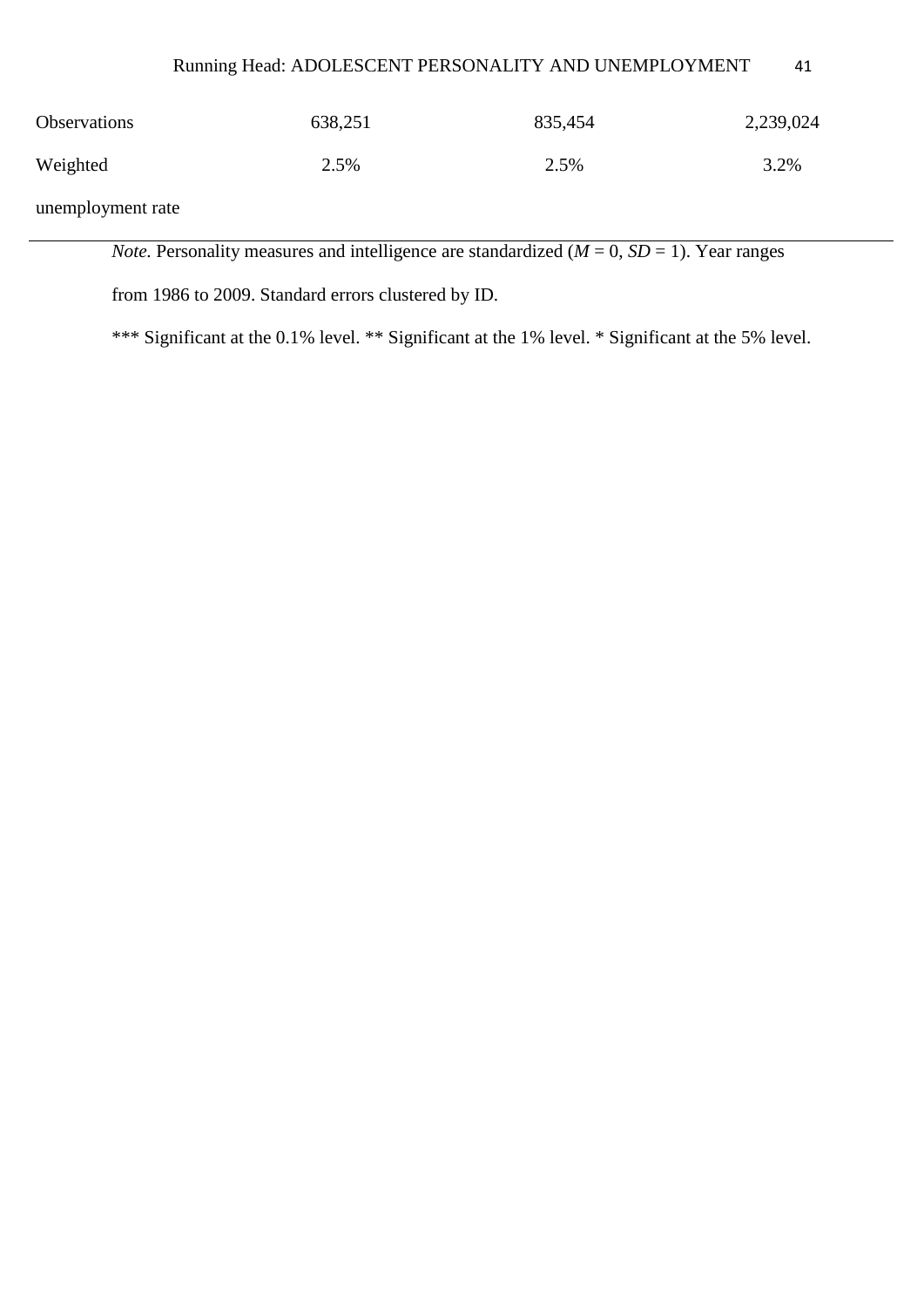| | | | |
|---|---|---|---|
| Observations | 638,251 | 835,454 | 2,239,024 |
| Weighted unemployment rate | 2.5% | 2.5% | 3.2% |

*Note.* Personality measures and intelligence are standardized ($M = 0$, $SD = 1$). Year ranges from 1986 to 2009. Standard errors clustered by ID.

*** Significant at the 0.1% level. ** Significant at the 1% level. * Significant at the 5% level.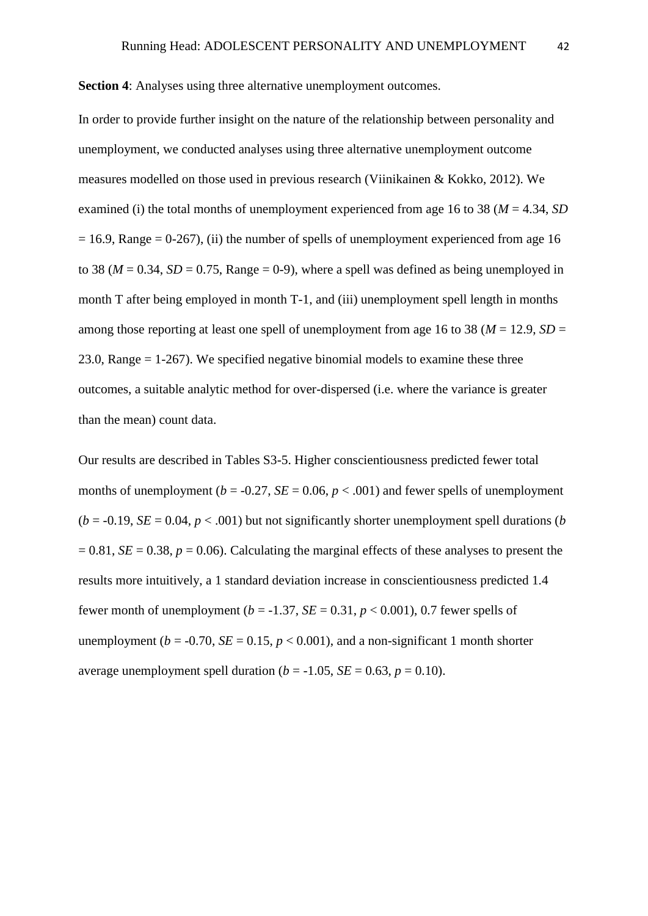**Section 4**: Analyses using three alternative unemployment outcomes.

In order to provide further insight on the nature of the relationship between personality and unemployment, we conducted analyses using three alternative unemployment outcome measures modelled on those used in previous research (Viinikainen & Kokko, 2012). We examined (i) the total months of unemployment experienced from age 16 to 38 ($M$ = 4.34, $SD$ = 16.9, Range = 0-267), (ii) the number of spells of unemployment experienced from age 16 to 38 ($M$ = 0.34, $SD$ = 0.75, Range = 0-9), where a spell was defined as being unemployed in month T after being employed in month T-1, and (iii) unemployment spell length in months among those reporting at least one spell of unemployment from age 16 to 38 ($M$ = 12.9, $SD$ = 23.0, Range = 1-267). We specified negative binomial models to examine these three outcomes, a suitable analytic method for over-dispersed (i.e. where the variance is greater than the mean) count data.

Our results are described in Tables S3-5. Higher conscientiousness predicted fewer total months of unemployment ($b$ = -0.27, $SE$ = 0.06, $p < .001$) and fewer spells of unemployment ($b$ = -0.19, $SE$ = 0.04, $p < .001$) but not significantly shorter unemployment spell durations ($b$ = 0.81, $SE$ = 0.38, $p$ = 0.06). Calculating the marginal effects of these analyses to present the results more intuitively, a 1 standard deviation increase in conscientiousness predicted 1.4 fewer month of unemployment ($b$ = -1.37, $SE$ = 0.31, $p < 0.001$), 0.7 fewer spells of unemployment ($b$ = -0.70, $SE$ = 0.15, $p < 0.001$), and a non-significant 1 month shorter average unemployment spell duration ($b$ = -1.05, $SE$ = 0.63, $p$ = 0.10).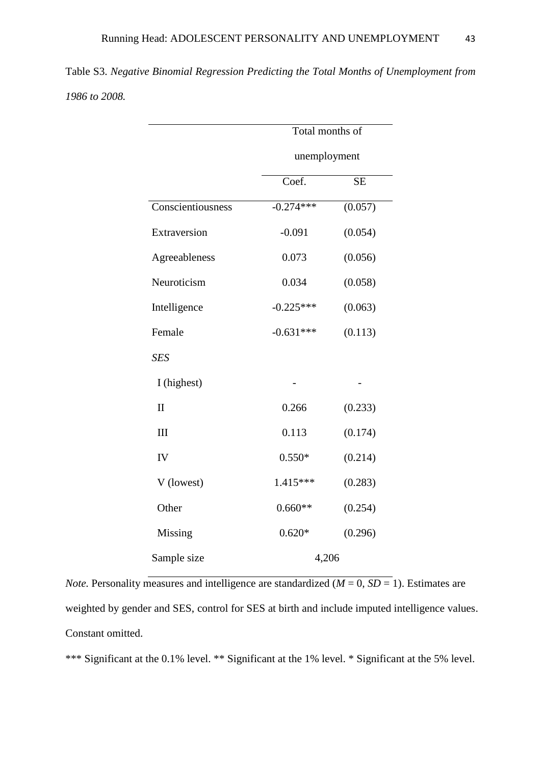Table S3. *Negative Binomial Regression Predicting the Total Months of Unemployment from 1986 to 2008.*

| | Total months of unemployment | |
|---|---|---|
| | Coef. | SE |
| Conscientiousness | -0.274*** | (0.057) |
| Extraversion | -0.091 | (0.054) |
| Agreeableness | 0.073 | (0.056) |
| Neuroticism | 0.034 | (0.058) |
| Intelligence | -0.225*** | (0.063) |
| Female | -0.631*** | (0.113) |
| *SES* | | |
| I (highest) | - | - |
| II | 0.266 | (0.233) |
| III | 0.113 | (0.174) |
| IV | 0.550* | (0.214) |
| V (lowest) | 1.415*** | (0.283) |
| Other | 0.660** | (0.254) |
| Missing | 0.620* | (0.296) |
| Sample size | 4,206 | |

*Note.* Personality measures and intelligence are standardized ($M = 0$, $SD = 1$). Estimates are weighted by gender and SES, control for SES at birth and include imputed intelligence values. Constant omitted.

*** Significant at the 0.1% level. ** Significant at the 1% level. * Significant at the 5% level.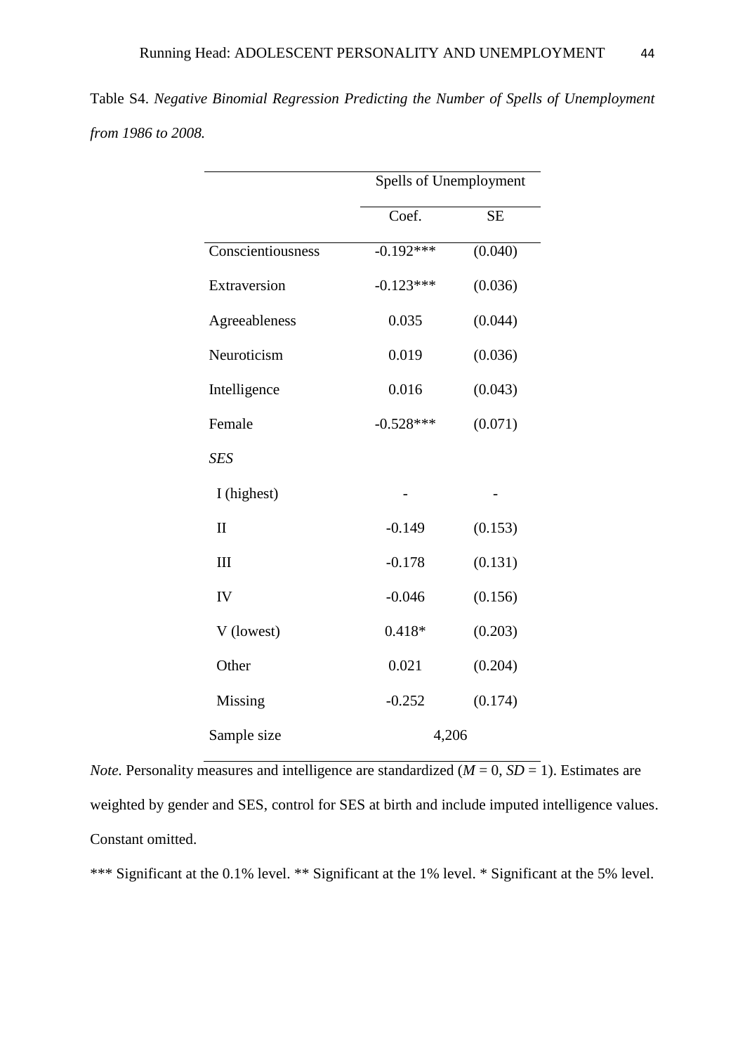Table S4. *Negative Binomial Regression Predicting the Number of Spells of Unemployment from 1986 to 2008.*

| | Spells of Unemployment | |
|---|---|---|
| | Coef. | SE |
| Conscientiousness | -0.192*** | (0.040) |
| Extraversion | -0.123*** | (0.036) |
| Agreeableness | 0.035 | (0.044) |
| Neuroticism | 0.019 | (0.036) |
| Intelligence | 0.016 | (0.043) |
| Female | -0.528*** | (0.071) |
| *SES* | | |
| I (highest) | - | - |
| II | -0.149 | (0.153) |
| III | -0.178 | (0.131) |
| IV | -0.046 | (0.156) |
| V (lowest) | 0.418* | (0.203) |
| Other | 0.021 | (0.204) |
| Missing | -0.252 | (0.174) |
| Sample size | 4,206 | |

*Note.* Personality measures and intelligence are standardized ($M = 0$, $SD = 1$). Estimates are weighted by gender and SES, control for SES at birth and include imputed intelligence values. Constant omitted.

*** Significant at the 0.1% level. ** Significant at the 1% level. * Significant at the 5% level.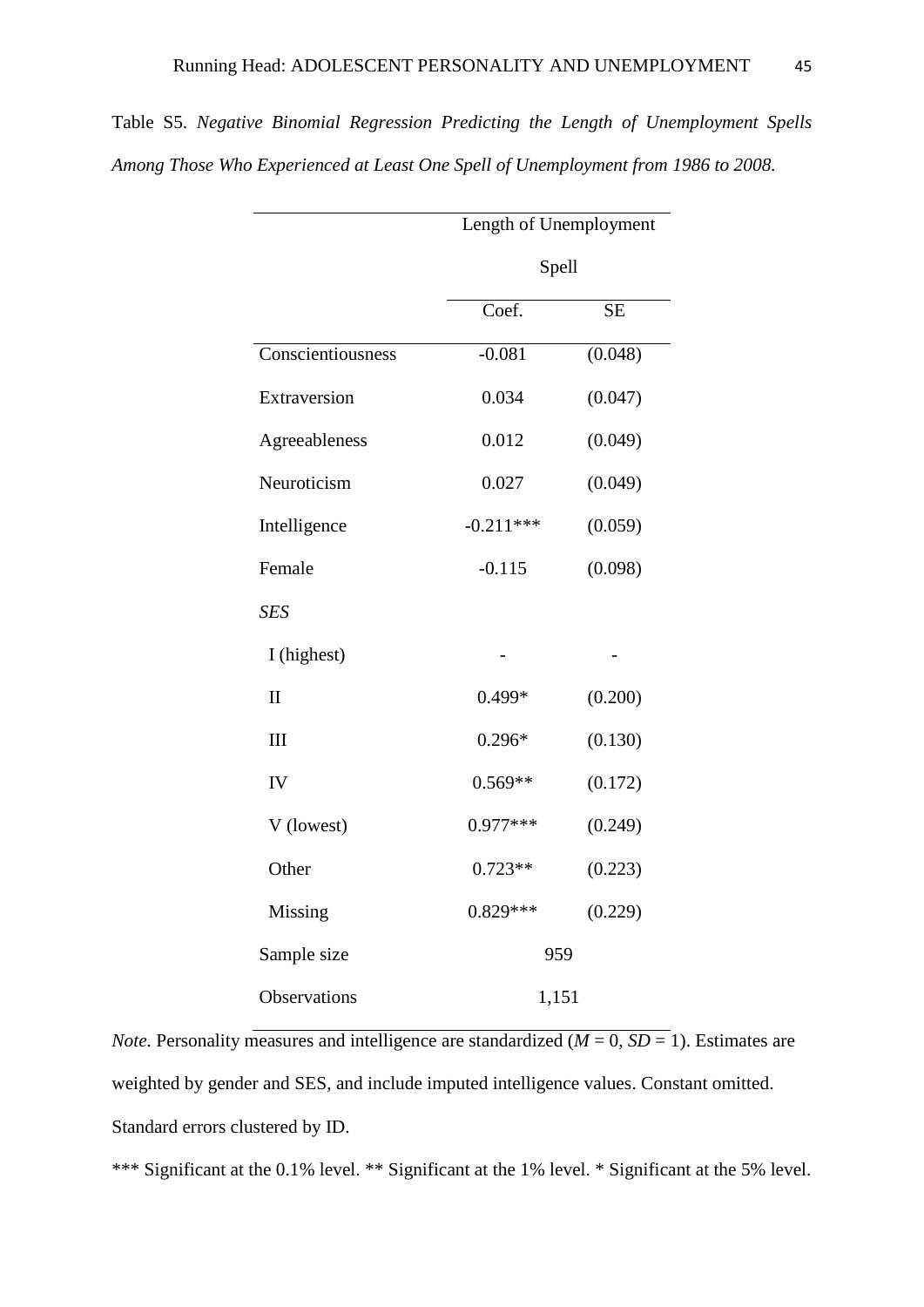Table S5. *Negative Binomial Regression Predicting the Length of Unemployment Spells Among Those Who Experienced at Least One Spell of Unemployment from 1986 to 2008.*

| | Length of Unemployment Spell | |
|---|---|---|
| | Coef. | SE |
| Conscientiousness | -0.081 | (0.048) |
| Extraversion | 0.034 | (0.047) |
| Agreeableness | 0.012 | (0.049) |
| Neuroticism | 0.027 | (0.049) |
| Intelligence | -0.211*** | (0.059) |
| Female | -0.115 | (0.098) |
| *SES* | | |
| I (highest) | - | - |
| II | 0.499* | (0.200) |
| III | 0.296* | (0.130) |
| IV | 0.569** | (0.172) |
| V (lowest) | 0.977*** | (0.249) |
| Other | 0.723** | (0.223) |
| Missing | 0.829*** | (0.229) |
| Sample size | 959 | |
| Observations | 1,151 | |

*Note.* Personality measures and intelligence are standardized ($M = 0$, $SD = 1$). Estimates are weighted by gender and SES, and include imputed intelligence values. Constant omitted. Standard errors clustered by ID.

*** Significant at the 0.1% level. ** Significant at the 1% level. * Significant at the 5% level.